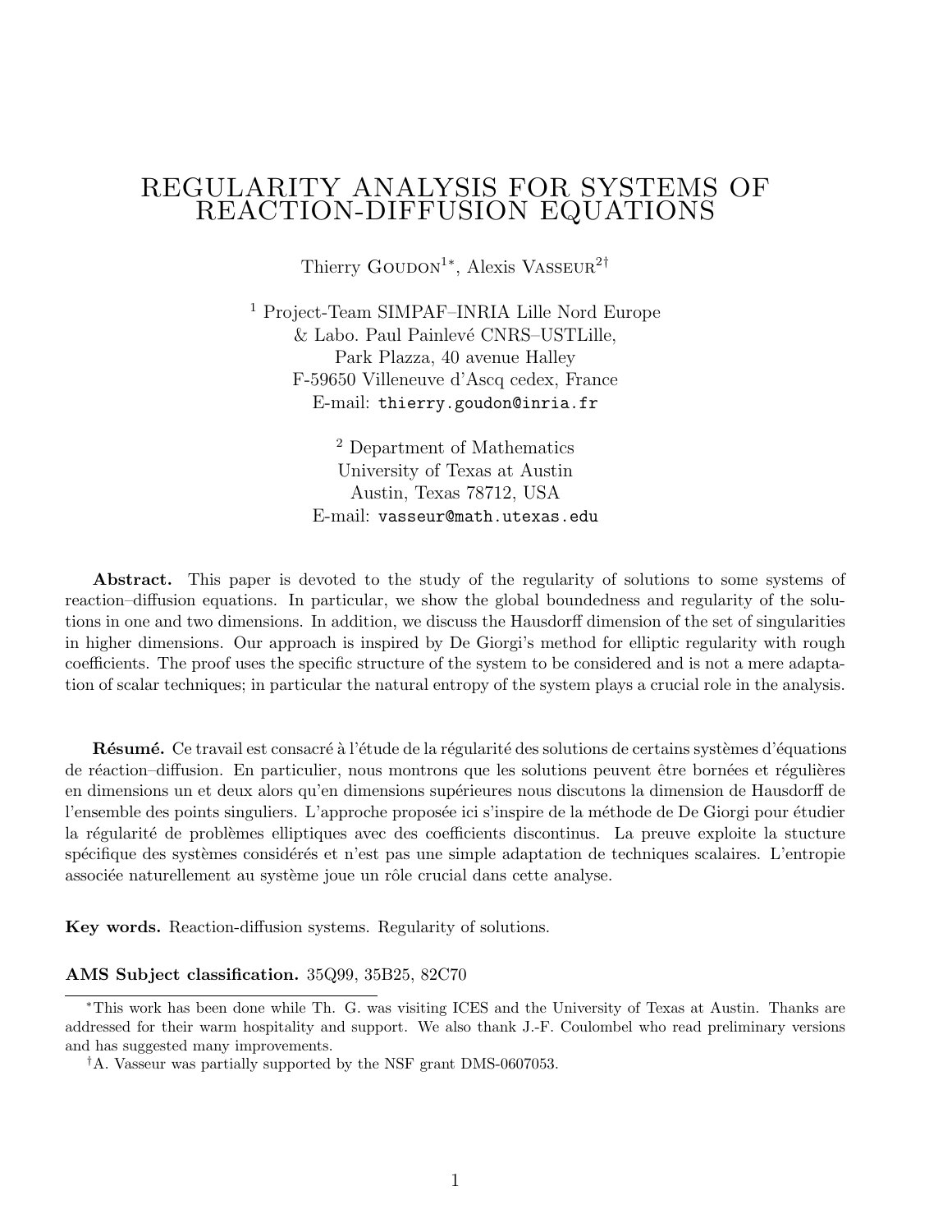# REGULARITY ANALYSIS FOR SYSTEMS OF REACTION-DIFFUSION EQUATIONS

Thierry Goudon[1*], Alexis Vasseur[2†]

[1] Project-Team SIMPAF–INRIA Lille Nord Europe
& Labo. Paul Painlevé CNRS–USTLille,
Park Plazza, 40 avenue Halley
F-59650 Villeneuve d'Ascq cedex, France
E-mail: thierry.goudon@inria.fr

[2] Department of Mathematics
University of Texas at Austin
Austin, Texas 78712, USA
E-mail: vasseur@math.utexas.edu

**Abstract.** This paper is devoted to the study of the regularity of solutions to some systems of reaction–diffusion equations. In particular, we show the global boundedness and regularity of the solutions in one and two dimensions. In addition, we discuss the Hausdorff dimension of the set of singularities in higher dimensions. Our approach is inspired by De Giorgi's method for elliptic regularity with rough coefficients. The proof uses the specific structure of the system to be considered and is not a mere adaptation of scalar techniques; in particular the natural entropy of the system plays a crucial role in the analysis.

**Résumé.** Ce travail est consacré à l'étude de la régularité des solutions de certains systèmes d'équations de réaction–diffusion. En particulier, nous montrons que les solutions peuvent être bornées et régulières en dimensions un et deux alors qu'en dimensions supérieures nous discutons la dimension de Hausdorff de l'ensemble des points singuliers. L'approche proposée ici s'inspire de la méthode de De Giorgi pour étudier la régularité de problèmes elliptiques avec des coefficients discontinus. La preuve exploite la stucture spécifique des systèmes considérés et n'est pas une simple adaptation de techniques scalaires. L'entropie associée naturellement au système joue un rôle crucial dans cette analyse.

**Key words.** Reaction-diffusion systems. Regularity of solutions.

**AMS Subject classification.** 35Q99, 35B25, 82C70

---

*This work has been done while Th. G. was visiting ICES and the University of Texas at Austin. Thanks are addressed for their warm hospitality and support. We also thank J.-F. Coulombel who read preliminary versions and has suggested many improvements.

†A. Vasseur was partially supported by the NSF grant DMS-0607053.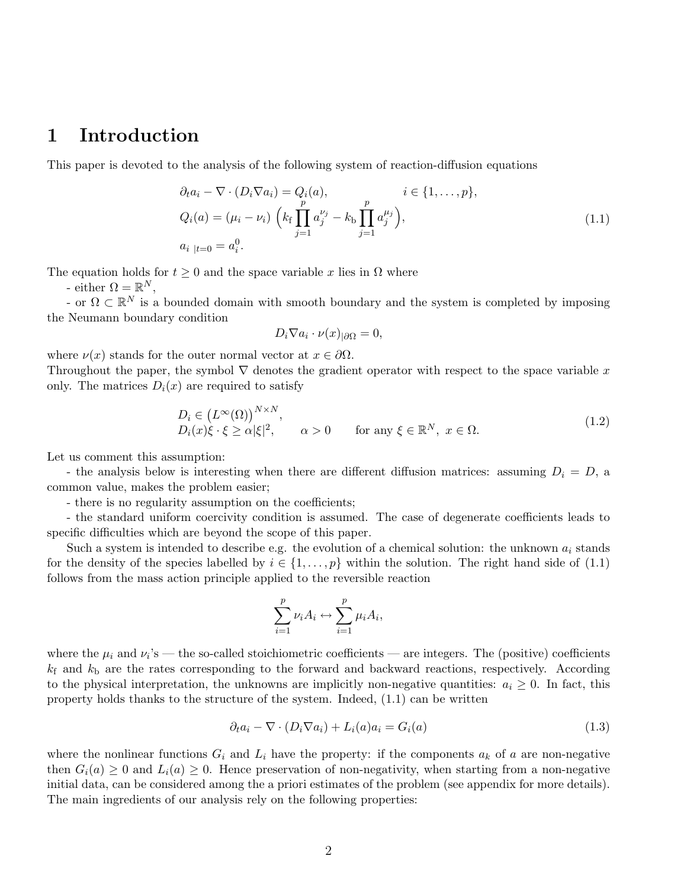# 1 Introduction

This paper is devoted to the analysis of the following system of reaction-diffusion equations

$$
\begin{aligned}
&\partial_t a_i - \nabla \cdot (D_i \nabla a_i) = Q_i(a), \qquad\qquad i \in \{1, \ldots, p\},\\
&Q_i(a) = (\mu_i - \nu_i)\left(k_{\rm f} \prod_{j=1}^{p} a_j^{\nu_j} - k_{\rm b} \prod_{j=1}^{p} a_j^{\mu_j}\right),\\
&a_{i\ |t=0} = a_i^0.
\end{aligned}
\tag{1.1}
$$

The equation holds for $t \geq 0$ and the space variable $x$ lies in $\Omega$ where

- either $\Omega = \mathbb{R}^N$,

- or $\Omega \subset \mathbb{R}^N$ is a bounded domain with smooth boundary and the system is completed by imposing the Neumann boundary condition

$$
D_i \nabla a_i \cdot \nu(x)_{|\partial\Omega} = 0,
$$

where $\nu(x)$ stands for the outer normal vector at $x \in \partial\Omega$.
Throughout the paper, the symbol $\nabla$ denotes the gradient operator with respect to the space variable $x$ only. The matrices $D_i(x)$ are required to satisfy

$$
\begin{aligned}
&D_i \in \left(L^\infty(\Omega)\right)^{N \times N},\\
&D_i(x)\xi \cdot \xi \geq \alpha |\xi|^2, \qquad \alpha > 0 \qquad \text{for any } \xi \in \mathbb{R}^N,\ x \in \Omega.
\end{aligned}
\tag{1.2}
$$

Let us comment this assumption:

- the analysis below is interesting when there are different diffusion matrices: assuming $D_i = D$, a common value, makes the problem easier;

- there is no regularity assumption on the coefficients;

- the standard uniform coercivity condition is assumed. The case of degenerate coefficients leads to specific difficulties which are beyond the scope of this paper.

Such a system is intended to describe e.g. the evolution of a chemical solution: the unknown $a_i$ stands for the density of the species labelled by $i \in \{1, \ldots, p\}$ within the solution. The right hand side of (1.1) follows from the mass action principle applied to the reversible reaction

$$
\sum_{i=1}^{p} \nu_i A_i \leftrightarrow \sum_{i=1}^{p} \mu_i A_i,
$$

where the $\mu_i$ and $\nu_i$'s — the so-called stoichiometric coefficients — are integers. The (positive) coefficients $k_{\rm f}$ and $k_{\rm b}$ are the rates corresponding to the forward and backward reactions, respectively. According to the physical interpretation, the unknowns are implicitly non-negative quantities: $a_i \geq 0$. In fact, this property holds thanks to the structure of the system. Indeed, (1.1) can be written

$$
\partial_t a_i - \nabla \cdot (D_i \nabla a_i) + L_i(a) a_i = G_i(a)
\tag{1.3}
$$

where the nonlinear functions $G_i$ and $L_i$ have the property: if the components $a_k$ of $a$ are non-negative then $G_i(a) \geq 0$ and $L_i(a) \geq 0$. Hence preservation of non-negativity, when starting from a non-negative initial data, can be considered among the a priori estimates of the problem (see appendix for more details). The main ingredients of our analysis rely on the following properties: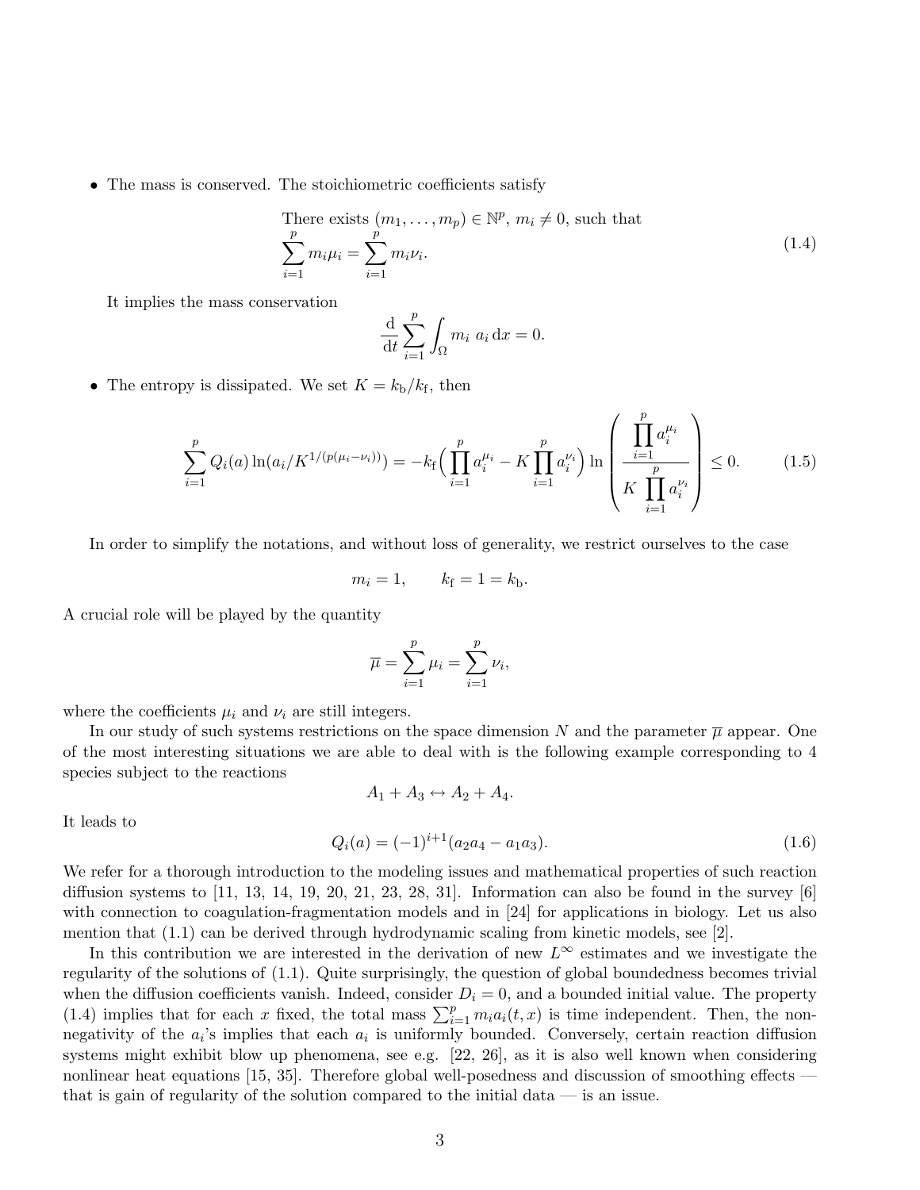- The mass is conserved. The stoichiometric coefficients satisfy

$$\begin{aligned} &\text{There exists } (m_1, \dots, m_p) \in \mathbb{N}^p,\ m_i \neq 0, \text{ such that} \\ &\sum_{i=1}^p m_i \mu_i = \sum_{i=1}^p m_i \nu_i. \end{aligned} \tag{1.4}$$

  It implies the mass conservation

$$\frac{\mathrm{d}}{\mathrm{d}t} \sum_{i=1}^p \int_\Omega m_i \ a_i \,\mathrm{d}x = 0.$$

- The entropy is dissipated. We set $K = k_\mathrm{b}/k_\mathrm{f}$, then

$$\sum_{i=1}^p Q_i(a) \ln(a_i / K^{1/(p(\mu_i - \nu_i))}) = -k_\mathrm{f} \Big( \prod_{i=1}^p a_i^{\mu_i} - K \prod_{i=1}^p a_i^{\nu_i} \Big) \ln \left( \frac{\displaystyle\prod_{i=1}^p a_i^{\mu_i}}{K \displaystyle\prod_{i=1}^p a_i^{\nu_i}} \right) \leq 0. \tag{1.5}$$

In order to simplify the notations, and without loss of generality, we restrict ourselves to the case

$$m_i = 1, \qquad k_\mathrm{f} = 1 = k_\mathrm{b}.$$

A crucial role will be played by the quantity

$$\overline{\mu} = \sum_{i=1}^p \mu_i = \sum_{i=1}^p \nu_i,$$

where the coefficients $\mu_i$ and $\nu_i$ are still integers.

In our study of such systems restrictions on the space dimension $N$ and the parameter $\overline{\mu}$ appear. One of the most interesting situations we are able to deal with is the following example corresponding to 4 species subject to the reactions

$$A_1 + A_3 \leftrightarrow A_2 + A_4.$$

It leads to

$$Q_i(a) = (-1)^{i+1}(a_2 a_4 - a_1 a_3). \tag{1.6}$$

We refer for a thorough introduction to the modeling issues and mathematical properties of such reaction diffusion systems to [11, 13, 14, 19, 20, 21, 23, 28, 31]. Information can also be found in the survey [6] with connection to coagulation-fragmentation models and in [24] for applications in biology. Let us also mention that (1.1) can be derived through hydrodynamic scaling from kinetic models, see [2].

In this contribution we are interested in the derivation of new $L^\infty$ estimates and we investigate the regularity of the solutions of (1.1). Quite surprisingly, the question of global boundedness becomes trivial when the diffusion coefficients vanish. Indeed, consider $D_i = 0$, and a bounded initial value. The property (1.4) implies that for each $x$ fixed, the total mass $\sum_{i=1}^p m_i a_i(t, x)$ is time independent. Then, the non-negativity of the $a_i$'s implies that each $a_i$ is uniformly bounded. Conversely, certain reaction diffusion systems might exhibit blow up phenomena, see e.g. [22, 26], as it is also well known when considering nonlinear heat equations [15, 35]. Therefore global well-posedness and discussion of smoothing effects — that is gain of regularity of the solution compared to the initial data — is an issue.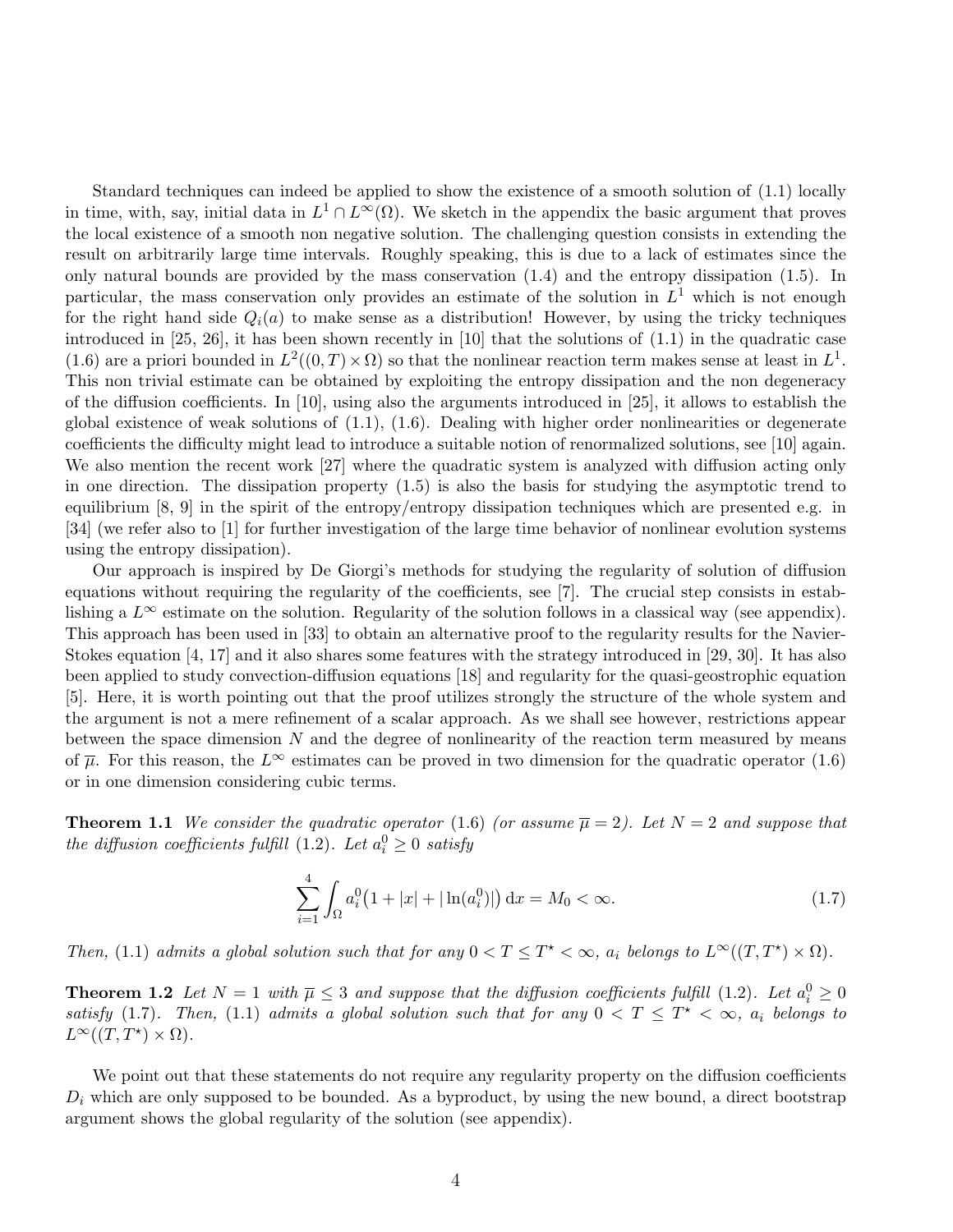Standard techniques can indeed be applied to show the existence of a smooth solution of (1.1) locally in time, with, say, initial data in $L^1 \cap L^\infty(\Omega)$. We sketch in the appendix the basic argument that proves the local existence of a smooth non negative solution. The challenging question consists in extending the result on arbitrarily large time intervals. Roughly speaking, this is due to a lack of estimates since the only natural bounds are provided by the mass conservation (1.4) and the entropy dissipation (1.5). In particular, the mass conservation only provides an estimate of the solution in $L^1$ which is not enough for the right hand side $Q_i(a)$ to make sense as a distribution! However, by using the tricky techniques introduced in [25, 26], it has been shown recently in [10] that the solutions of (1.1) in the quadratic case (1.6) are a priori bounded in $L^2((0,T)\times\Omega)$ so that the nonlinear reaction term makes sense at least in $L^1$. This non trivial estimate can be obtained by exploiting the entropy dissipation and the non degeneracy of the diffusion coefficients. In [10], using also the arguments introduced in [25], it allows to establish the global existence of weak solutions of (1.1), (1.6). Dealing with higher order nonlinearities or degenerate coefficients the difficulty might lead to introduce a suitable notion of renormalized solutions, see [10] again. We also mention the recent work [27] where the quadratic system is analyzed with diffusion acting only in one direction. The dissipation property (1.5) is also the basis for studying the asymptotic trend to equilibrium [8, 9] in the spirit of the entropy/entropy dissipation techniques which are presented e.g. in [34] (we refer also to [1] for further investigation of the large time behavior of nonlinear evolution systems using the entropy dissipation).

Our approach is inspired by De Giorgi's methods for studying the regularity of solution of diffusion equations without requiring the regularity of the coefficients, see [7]. The crucial step consists in establishing a $L^\infty$ estimate on the solution. Regularity of the solution follows in a classical way (see appendix). This approach has been used in [33] to obtain an alternative proof to the regularity results for the Navier-Stokes equation [4, 17] and it also shares some features with the strategy introduced in [29, 30]. It has also been applied to study convection-diffusion equations [18] and regularity for the quasi-geostrophic equation [5]. Here, it is worth pointing out that the proof utilizes strongly the structure of the whole system and the argument is not a mere refinement of a scalar approach. As we shall see however, restrictions appear between the space dimension $N$ and the degree of nonlinearity of the reaction term measured by means of $\overline{\mu}$. For this reason, the $L^\infty$ estimates can be proved in two dimension for the quadratic operator (1.6) or in one dimension considering cubic terms.

**Theorem 1.1** *We consider the quadratic operator* (1.6) *(or assume $\overline{\mu}=2$). Let $N=2$ and suppose that the diffusion coefficients fulfill* (1.2)*. Let $a_i^0 \geq 0$ satisfy*

$$\sum_{i=1}^{4} \int_\Omega a_i^0 \big(1+|x|+|\ln(a_i^0)|\big)\,\mathrm{d}x = M_0 < \infty. \tag{1.7}$$

*Then,* (1.1) *admits a global solution such that for any $0 < T \leq T^\star < \infty$, $a_i$ belongs to $L^\infty((T,T^\star)\times\Omega)$.*

**Theorem 1.2** *Let $N=1$ with $\overline{\mu}\leq 3$ and suppose that the diffusion coefficients fulfill* (1.2)*. Let $a_i^0 \geq 0$ satisfy* (1.7)*. Then,* (1.1) *admits a global solution such that for any $0 < T \leq T^\star < \infty$, $a_i$ belongs to $L^\infty((T,T^\star)\times\Omega)$.*

We point out that these statements do not require any regularity property on the diffusion coefficients $D_i$ which are only supposed to be bounded. As a byproduct, by using the new bound, a direct bootstrap argument shows the global regularity of the solution (see appendix).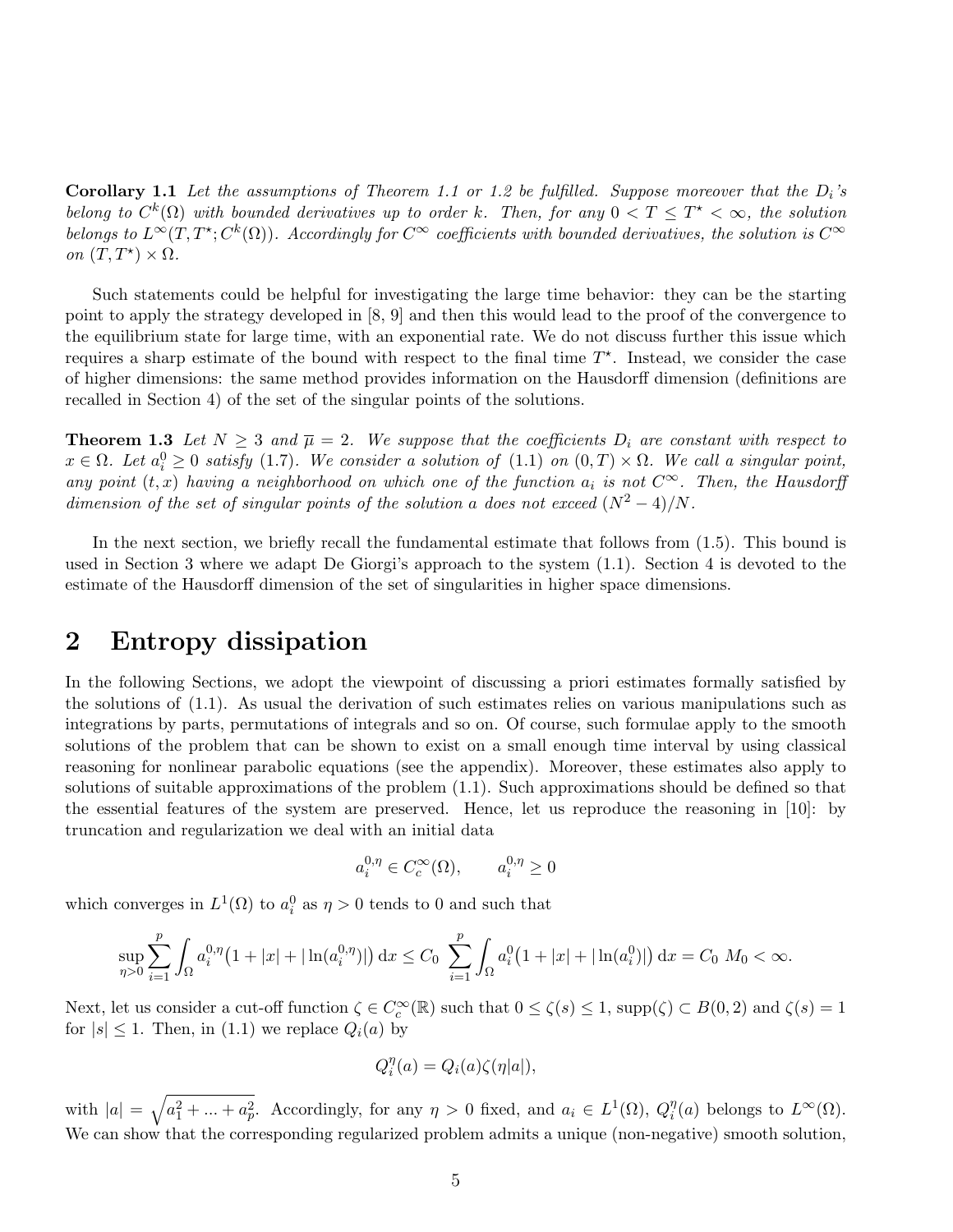**Corollary 1.1** *Let the assumptions of Theorem 1.1 or 1.2 be fulfilled. Suppose moreover that the $D_i$'s belong to $C^k(\Omega)$ with bounded derivatives up to order $k$. Then, for any $0 < T \leq T^\star < \infty$, the solution belongs to $L^\infty(T, T^\star; C^k(\Omega))$. Accordingly for $C^\infty$ coefficients with bounded derivatives, the solution is $C^\infty$ on $(T, T^\star) \times \Omega$.*

Such statements could be helpful for investigating the large time behavior: they can be the starting point to apply the strategy developed in [8, 9] and then this would lead to the proof of the convergence to the equilibrium state for large time, with an exponential rate. We do not discuss further this issue which requires a sharp estimate of the bound with respect to the final time $T^\star$. Instead, we consider the case of higher dimensions: the same method provides information on the Hausdorff dimension (definitions are recalled in Section 4) of the set of the singular points of the solutions.

**Theorem 1.3** *Let $N \geq 3$ and $\overline{\mu} = 2$. We suppose that the coefficients $D_i$ are constant with respect to $x \in \Omega$. Let $a_i^0 \geq 0$ satisfy (1.7). We consider a solution of (1.1) on $(0,T) \times \Omega$. We call a singular point, any point $(t,x)$ having a neighborhood on which one of the function $a_i$ is not $C^\infty$. Then, the Hausdorff dimension of the set of singular points of the solution $a$ does not exceed $(N^2-4)/N$.*

In the next section, we briefly recall the fundamental estimate that follows from (1.5). This bound is used in Section 3 where we adapt De Giorgi's approach to the system (1.1). Section 4 is devoted to the estimate of the Hausdorff dimension of the set of singularities in higher space dimensions.

## 2 Entropy dissipation

In the following Sections, we adopt the viewpoint of discussing a priori estimates formally satisfied by the solutions of (1.1). As usual the derivation of such estimates relies on various manipulations such as integrations by parts, permutations of integrals and so on. Of course, such formulae apply to the smooth solutions of the problem that can be shown to exist on a small enough time interval by using classical reasoning for nonlinear parabolic equations (see the appendix). Moreover, these estimates also apply to solutions of suitable approximations of the problem (1.1). Such approximations should be defined so that the essential features of the system are preserved. Hence, let us reproduce the reasoning in [10]: by truncation and regularization we deal with an initial data

$$a_i^{0,\eta} \in C_c^\infty(\Omega), \qquad a_i^{0,\eta} \geq 0$$

which converges in $L^1(\Omega)$ to $a_i^0$ as $\eta > 0$ tends to 0 and such that

$$\sup_{\eta>0} \sum_{i=1}^p \int_\Omega a_i^{0,\eta}\big(1 + |x| + |\ln(a_i^{0,\eta})|\big)\,\mathrm{d}x \leq C_0 \sum_{i=1}^p \int_\Omega a_i^0\big(1 + |x| + |\ln(a_i^0)|\big)\,\mathrm{d}x = C_0\, M_0 < \infty.$$

Next, let us consider a cut-off function $\zeta \in C_c^\infty(\mathbb{R})$ such that $0 \leq \zeta(s) \leq 1$, $\mathrm{supp}(\zeta) \subset B(0,2)$ and $\zeta(s) = 1$ for $|s| \leq 1$. Then, in (1.1) we replace $Q_i(a)$ by

$$Q_i^\eta(a) = Q_i(a)\zeta(\eta|a|),$$

with $|a| = \sqrt{a_1^2 + ... + a_p^2}$. Accordingly, for any $\eta > 0$ fixed, and $a_i \in L^1(\Omega)$, $Q_i^\eta(a)$ belongs to $L^\infty(\Omega)$. We can show that the corresponding regularized problem admits a unique (non-negative) smooth solution,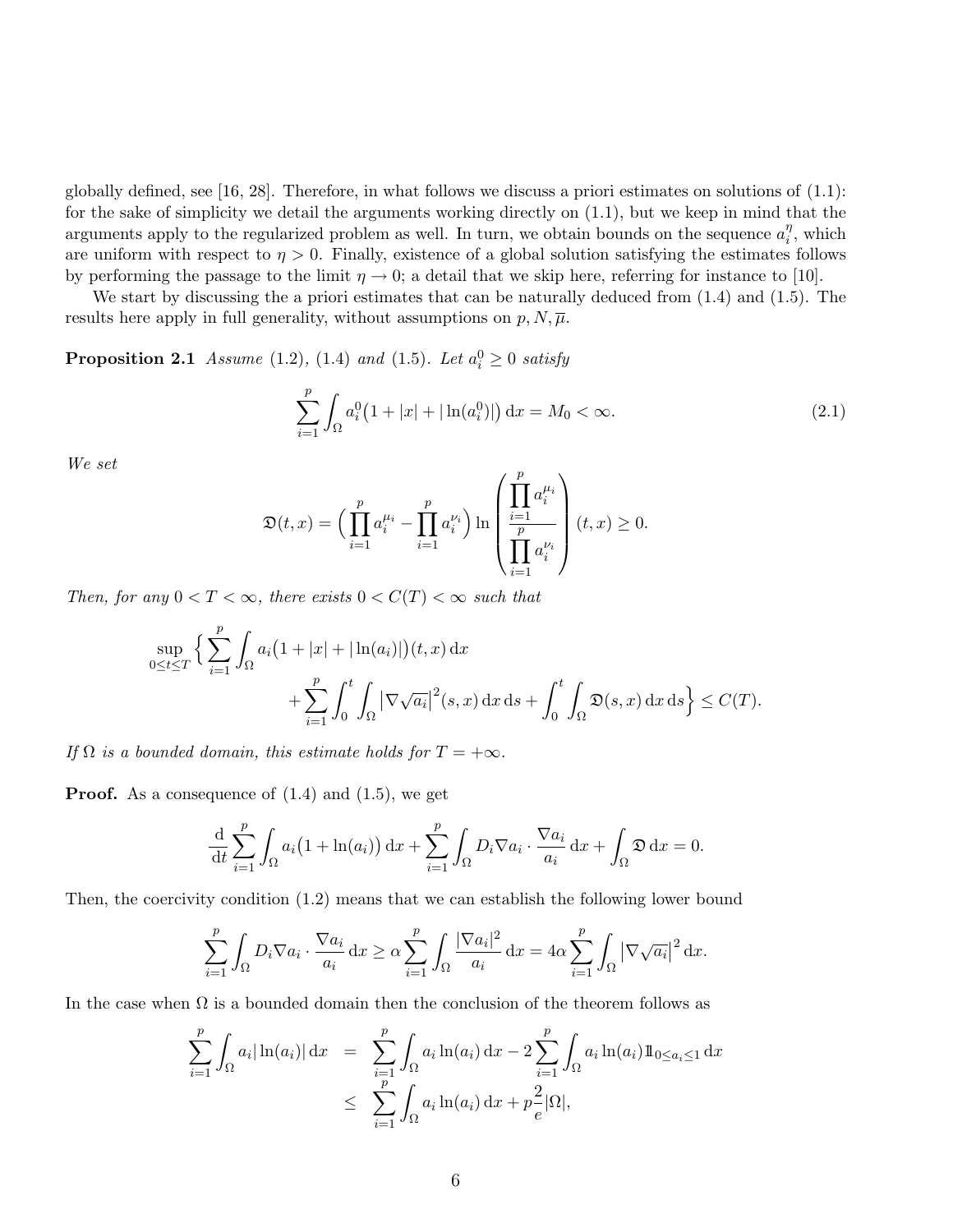globally defined, see [16, 28]. Therefore, in what follows we discuss a priori estimates on solutions of (1.1): for the sake of simplicity we detail the arguments working directly on (1.1), but we keep in mind that the arguments apply to the regularized problem as well. In turn, we obtain bounds on the sequence $a_i^\eta$, which are uniform with respect to $\eta > 0$. Finally, existence of a global solution satisfying the estimates follows by performing the passage to the limit $\eta \to 0$; a detail that we skip here, referring for instance to [10].

We start by discussing the a priori estimates that can be naturally deduced from (1.4) and (1.5). The results here apply in full generality, without assumptions on $p, N, \overline{\mu}$.

**Proposition 2.1** *Assume (1.2), (1.4) and (1.5). Let $a_i^0 \geq 0$ satisfy*

$$\sum_{i=1}^{p} \int_\Omega a_i^0\big(1 + |x| + |\ln(a_i^0)|\big)\,\mathrm{d}x = M_0 < \infty. \tag{2.1}$$

*We set*

$$\mathfrak{D}(t,x) = \Big(\prod_{i=1}^{p} a_i^{\mu_i} - \prod_{i=1}^{p} a_i^{\nu_i}\Big) \ln\left(\frac{\prod_{i=1}^{p} a_i^{\mu_i}}{\prod_{i=1}^{p} a_i^{\nu_i}}\right)(t,x) \geq 0.$$

*Then, for any $0 < T < \infty$, there exists $0 < C(T) < \infty$ such that*

$$\sup_{0\leq t\leq T} \Big\{ \sum_{i=1}^{p} \int_\Omega a_i\big(1 + |x| + |\ln(a_i)|\big)(t,x)\,\mathrm{d}x + \sum_{i=1}^{p} \int_0^t \int_\Omega |\nabla\sqrt{a_i}|^2(s,x)\,\mathrm{d}x\,\mathrm{d}s + \int_0^t \int_\Omega \mathfrak{D}(s,x)\,\mathrm{d}x\,\mathrm{d}s \Big\} \leq C(T).$$

*If $\Omega$ is a bounded domain, this estimate holds for $T = +\infty$.*

**Proof.** As a consequence of (1.4) and (1.5), we get

$$\frac{\mathrm{d}}{\mathrm{d}t} \sum_{i=1}^{p} \int_\Omega a_i\big(1 + \ln(a_i)\big)\,\mathrm{d}x + \sum_{i=1}^{p} \int_\Omega D_i \nabla a_i \cdot \frac{\nabla a_i}{a_i}\,\mathrm{d}x + \int_\Omega \mathfrak{D}\,\mathrm{d}x = 0.$$

Then, the coercivity condition (1.2) means that we can establish the following lower bound

$$\sum_{i=1}^{p} \int_\Omega D_i \nabla a_i \cdot \frac{\nabla a_i}{a_i}\,\mathrm{d}x \geq \alpha \sum_{i=1}^{p} \int_\Omega \frac{|\nabla a_i|^2}{a_i}\,\mathrm{d}x = 4\alpha \sum_{i=1}^{p} \int_\Omega \big|\nabla\sqrt{a_i}\big|^2\,\mathrm{d}x.$$

In the case when $\Omega$ is a bounded domain then the conclusion of the theorem follows as

$$\begin{aligned}
\sum_{i=1}^{p} \int_\Omega a_i |\ln(a_i)|\,\mathrm{d}x &= \sum_{i=1}^{p} \int_\Omega a_i \ln(a_i)\,\mathrm{d}x - 2\sum_{i=1}^{p} \int_\Omega a_i \ln(a_i) \mathbb{1}_{0\leq a_i \leq 1}\,\mathrm{d}x \\
&\leq \sum_{i=1}^{p} \int_\Omega a_i \ln(a_i)\,\mathrm{d}x + p\frac{2}{e}|\Omega|,
\end{aligned}$$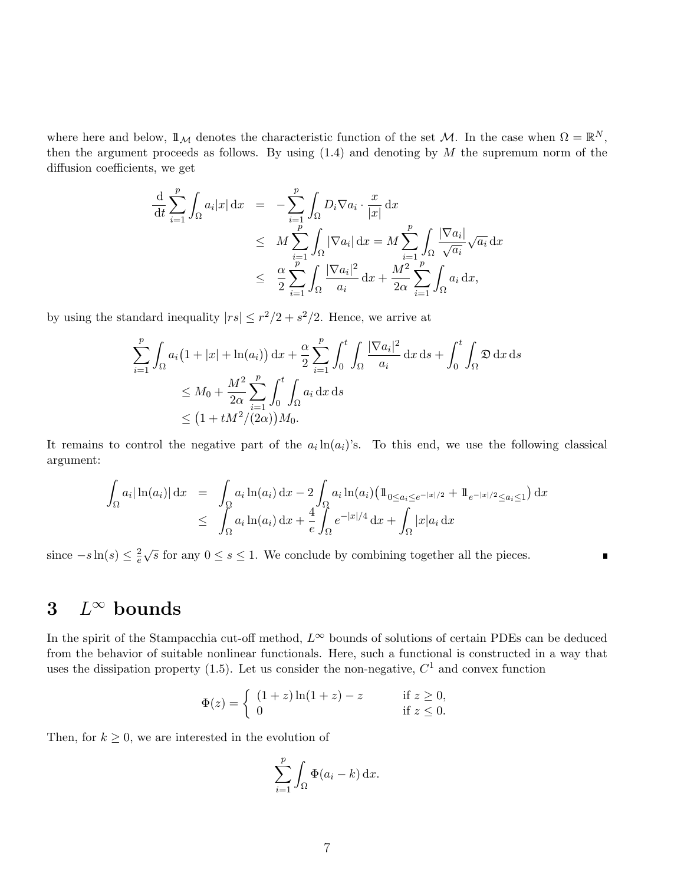where here and below, $\mathbb{1}_{\mathcal{M}}$ denotes the characteristic function of the set $\mathcal{M}$. In the case when $\Omega = \mathbb{R}^N$, then the argument proceeds as follows. By using (1.4) and denoting by $M$ the supremum norm of the diffusion coefficients, we get

$$
\begin{aligned}
\frac{\mathrm{d}}{\mathrm{d}t}\sum_{i=1}^{p}\int_{\Omega} a_i|x|\,\mathrm{d}x &= -\sum_{i=1}^{p}\int_{\Omega} D_i\nabla a_i\cdot\frac{x}{|x|}\,\mathrm{d}x \\
&\leq M\sum_{i=1}^{p}\int_{\Omega}|\nabla a_i|\,\mathrm{d}x = M\sum_{i=1}^{p}\int_{\Omega}\frac{|\nabla a_i|}{\sqrt{a_i}}\sqrt{a_i}\,\mathrm{d}x \\
&\leq \frac{\alpha}{2}\sum_{i=1}^{p}\int_{\Omega}\frac{|\nabla a_i|^2}{a_i}\,\mathrm{d}x + \frac{M^2}{2\alpha}\sum_{i=1}^{p}\int_{\Omega} a_i\,\mathrm{d}x,
\end{aligned}
$$

by using the standard inequality $|rs| \leq r^2/2 + s^2/2$. Hence, we arrive at

$$
\begin{aligned}
&\sum_{i=1}^{p}\int_{\Omega} a_i\big(1+|x|+\ln(a_i)\big)\,\mathrm{d}x + \frac{\alpha}{2}\sum_{i=1}^{p}\int_0^t\int_{\Omega}\frac{|\nabla a_i|^2}{a_i}\,\mathrm{d}x\,\mathrm{d}s + \int_0^t\int_{\Omega}\mathfrak{D}\,\mathrm{d}x\,\mathrm{d}s \\
&\qquad\leq M_0 + \frac{M^2}{2\alpha}\sum_{i=1}^{p}\int_0^t\int_{\Omega} a_i\,\mathrm{d}x\,\mathrm{d}s \\
&\qquad\leq \big(1+tM^2/(2\alpha)\big)M_0.
\end{aligned}
$$

It remains to control the negative part of the $a_i\ln(a_i)$'s. To this end, we use the following classical argument:

$$
\begin{aligned}
\int_{\Omega} a_i|\ln(a_i)|\,\mathrm{d}x &= \int_{\Omega} a_i\ln(a_i)\,\mathrm{d}x - 2\int_{\Omega} a_i\ln(a_i)\big(\mathbb{1}_{0\leq a_i\leq e^{-|x|/2}} + \mathbb{1}_{e^{-|x|/2}\leq a_i\leq 1}\big)\,\mathrm{d}x \\
&\leq \int_{\Omega} a_i\ln(a_i)\,\mathrm{d}x + \frac{4}{e}\int_{\Omega} e^{-|x|/4}\,\mathrm{d}x + \int_{\Omega}|x|a_i\,\mathrm{d}x
\end{aligned}
$$

since $-s\ln(s) \leq \frac{2}{e}\sqrt{s}$ for any $0 \leq s \leq 1$. We conclude by combining together all the pieces. ∎

# 3 $L^\infty$ bounds

In the spirit of the Stampacchia cut-off method, $L^\infty$ bounds of solutions of certain PDEs can be deduced from the behavior of suitable nonlinear functionals. Here, such a functional is constructed in a way that uses the dissipation property (1.5). Let us consider the non-negative, $C^1$ and convex function

$$
\Phi(z) = \begin{cases} (1+z)\ln(1+z) - z & \text{if } z \geq 0, \\ 0 & \text{if } z \leq 0. \end{cases}
$$

Then, for $k \geq 0$, we are interested in the evolution of

$$
\sum_{i=1}^{p}\int_{\Omega}\Phi(a_i - k)\,\mathrm{d}x.
$$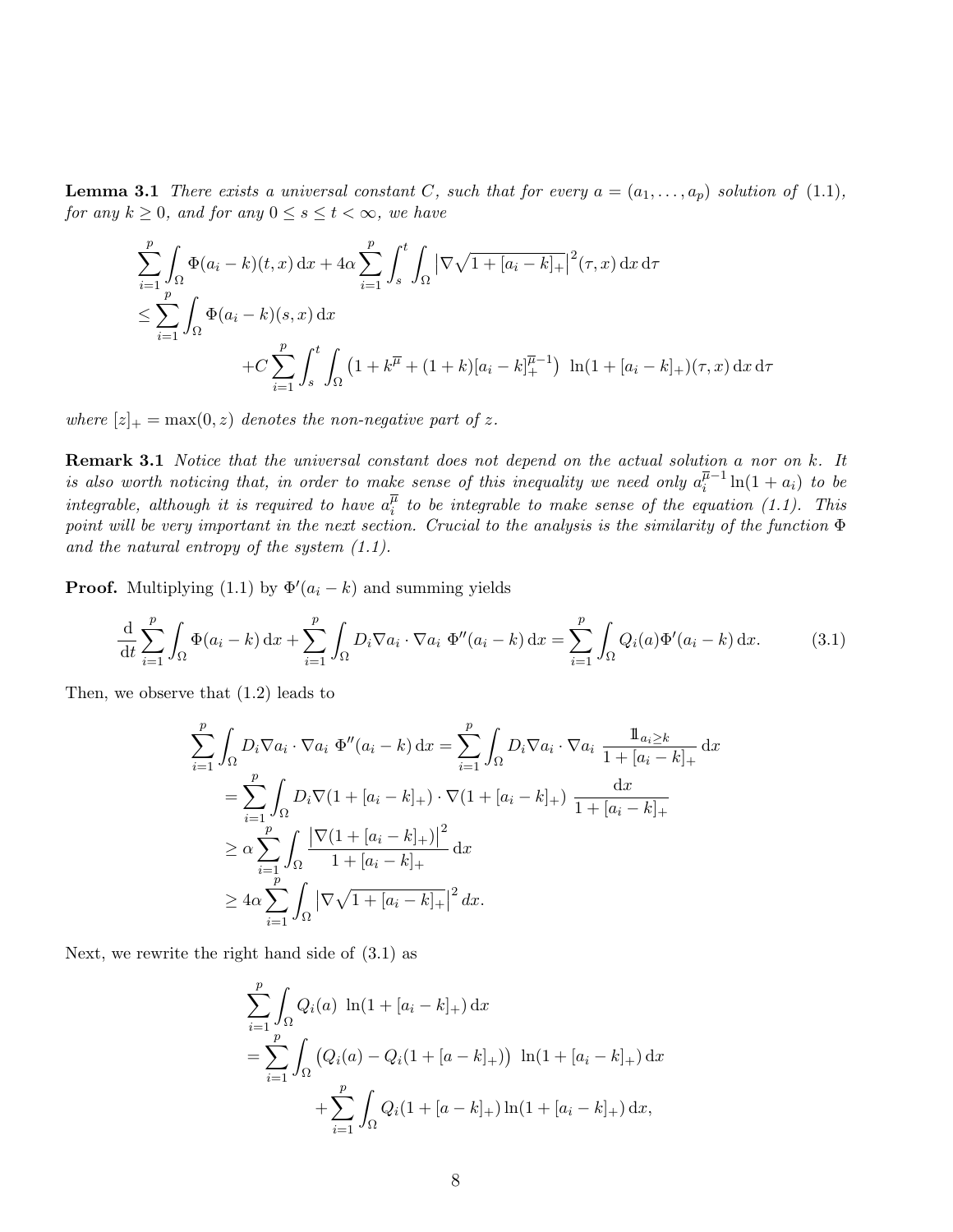**Lemma 3.1** *There exists a universal constant $C$, such that for every $a = (a_1, \ldots, a_p)$ solution of (1.1), for any $k \geq 0$, and for any $0 \leq s \leq t < \infty$, we have*

$$
\begin{aligned}
&\sum_{i=1}^{p} \int_\Omega \Phi(a_i - k)(t, x)\,\mathrm{d}x + 4\alpha \sum_{i=1}^{p} \int_s^t \int_\Omega \left|\nabla \sqrt{1 + [a_i - k]_+}\right|^2 (\tau, x)\,\mathrm{d}x\,\mathrm{d}\tau \\
&\leq \sum_{i=1}^{p} \int_\Omega \Phi(a_i - k)(s, x)\,\mathrm{d}x \\
&\qquad\qquad + C \sum_{i=1}^{p} \int_s^t \int_\Omega \left(1 + k^{\overline{\mu}} + (1 + k)[a_i - k]_+^{\overline{\mu} - 1}\right)\ \ln(1 + [a_i - k]_+)(\tau, x)\,\mathrm{d}x\,\mathrm{d}\tau
\end{aligned}
$$

*where $[z]_+ = \max(0, z)$ denotes the non-negative part of $z$.*

**Remark 3.1** *Notice that the universal constant does not depend on the actual solution $a$ nor on $k$. It is also worth noticing that, in order to make sense of this inequality we need only $a_i^{\overline{\mu}-1} \ln(1 + a_i)$ to be integrable, although it is required to have $a_i^{\overline{\mu}}$ to be integrable to make sense of the equation (1.1). This point will be very important in the next section. Crucial to the analysis is the similarity of the function $\Phi$ and the natural entropy of the system (1.1).*

**Proof.** Multiplying (1.1) by $\Phi'(a_i - k)$ and summing yields

$$
\frac{\mathrm{d}}{\mathrm{d}t} \sum_{i=1}^{p} \int_\Omega \Phi(a_i - k)\,\mathrm{d}x + \sum_{i=1}^{p} \int_\Omega D_i \nabla a_i \cdot \nabla a_i\ \Phi''(a_i - k)\,\mathrm{d}x = \sum_{i=1}^{p} \int_\Omega Q_i(a) \Phi'(a_i - k)\,\mathrm{d}x. \tag{3.1}
$$

Then, we observe that (1.2) leads to

$$
\begin{aligned}
\sum_{i=1}^{p} \int_\Omega D_i \nabla a_i \cdot \nabla a_i\ \Phi''(a_i - k)\,\mathrm{d}x &= \sum_{i=1}^{p} \int_\Omega D_i \nabla a_i \cdot \nabla a_i\ \frac{\mathbb{1}_{a_i \geq k}}{1 + [a_i - k]_+}\,\mathrm{d}x \\
&= \sum_{i=1}^{p} \int_\Omega D_i \nabla(1 + [a_i - k]_+) \cdot \nabla(1 + [a_i - k]_+)\ \frac{\mathrm{d}x}{1 + [a_i - k]_+} \\
&\geq \alpha \sum_{i=1}^{p} \int_\Omega \frac{\left|\nabla(1 + [a_i - k]_+)\right|^2}{1 + [a_i - k]_+}\,\mathrm{d}x \\
&\geq 4\alpha \sum_{i=1}^{p} \int_\Omega \left|\nabla \sqrt{1 + [a_i - k]_+}\right|^2 dx.
\end{aligned}
$$

Next, we rewrite the right hand side of (3.1) as

$$
\begin{aligned}
&\sum_{i=1}^{p} \int_\Omega Q_i(a)\ \ln(1 + [a_i - k]_+)\,\mathrm{d}x \\
&= \sum_{i=1}^{p} \int_\Omega \left(Q_i(a) - Q_i(1 + [a - k]_+)\right)\ \ln(1 + [a_i - k]_+)\,\mathrm{d}x \\
&\qquad + \sum_{i=1}^{p} \int_\Omega Q_i(1 + [a - k]_+) \ln(1 + [a_i - k]_+)\,\mathrm{d}x,
\end{aligned}
$$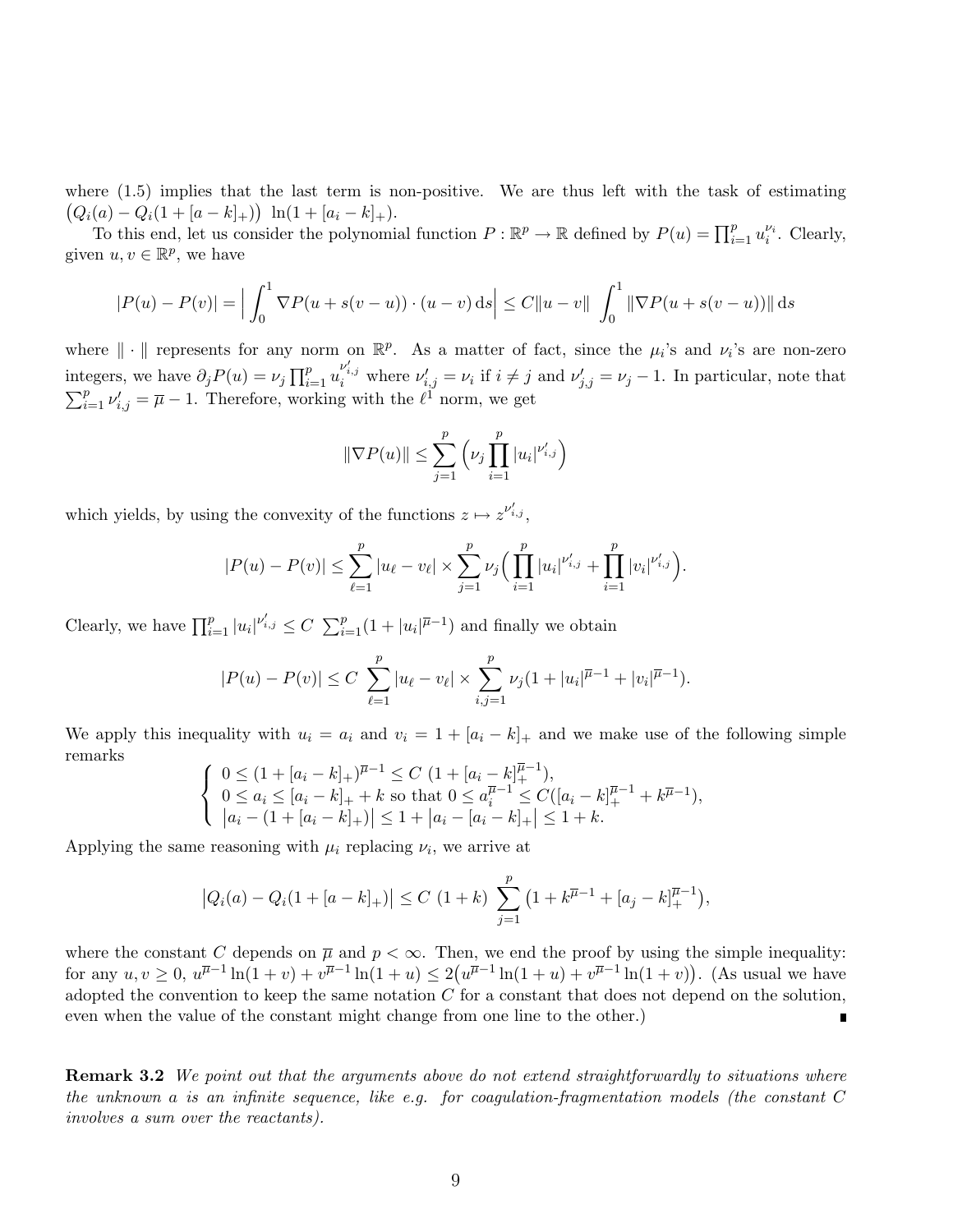where (1.5) implies that the last term is non-positive. We are thus left with the task of estimating $\big(Q_i(a) - Q_i(1+[a-k]_+)\big)\ \ln(1+[a_i-k]_+)$.

To this end, let us consider the polynomial function $P : \mathbb{R}^p \to \mathbb{R}$ defined by $P(u) = \prod_{i=1}^p u_i^{\nu_i}$. Clearly, given $u, v \in \mathbb{R}^p$, we have

$$|P(u) - P(v)| = \Big| \int_0^1 \nabla P(u + s(v-u)) \cdot (u - v)\, \mathrm{d}s \Big| \leq C \|u - v\| \ \int_0^1 \|\nabla P(u + s(v-u))\|\, \mathrm{d}s$$

where $\|\cdot\|$ represents for any norm on $\mathbb{R}^p$. As a matter of fact, since the $\mu_i$'s and $\nu_i$'s are non-zero integers, we have $\partial_j P(u) = \nu_j \prod_{i=1}^p u_i^{\nu'_{i,j}}$ where $\nu'_{i,j} = \nu_i$ if $i \neq j$ and $\nu'_{j,j} = \nu_j - 1$. In particular, note that $\sum_{i=1}^p \nu'_{i,j} = \overline{\mu} - 1$. Therefore, working with the $\ell^1$ norm, we get

$$\|\nabla P(u)\| \leq \sum_{j=1}^p \Big( \nu_j \prod_{i=1}^p |u_i|^{\nu'_{i,j}} \Big)$$

which yields, by using the convexity of the functions $z \mapsto z^{\nu'_{i,j}}$,

$$|P(u) - P(v)| \leq \sum_{\ell=1}^p |u_\ell - v_\ell| \times \sum_{j=1}^p \nu_j \Big( \prod_{i=1}^p |u_i|^{\nu'_{i,j}} + \prod_{i=1}^p |v_i|^{\nu'_{i,j}} \Big).$$

Clearly, we have $\prod_{i=1}^p |u_i|^{\nu'_{i,j}} \leq C\ \sum_{i=1}^p (1 + |u_i|^{\overline{\mu}-1})$ and finally we obtain

$$|P(u) - P(v)| \leq C\ \sum_{\ell=1}^p |u_\ell - v_\ell| \times \sum_{i,j=1}^p \nu_j (1 + |u_i|^{\overline{\mu}-1} + |v_i|^{\overline{\mu}-1}).$$

We apply this inequality with $u_i = a_i$ and $v_i = 1 + [a_i - k]_+$ and we make use of the following simple remarks

$$\begin{cases} 0 \leq (1 + [a_i - k]_+)^{\overline{\mu}-1} \leq C\ (1 + [a_i - k]_+^{\overline{\mu}-1}), \\ 0 \leq a_i \leq [a_i - k]_+ + k \text{ so that } 0 \leq a_i^{\overline{\mu}-1} \leq C([a_i - k]_+^{\overline{\mu}-1} + k^{\overline{\mu}-1}), \\ \big|a_i - (1 + [a_i - k]_+)\big| \leq 1 + \big|a_i - [a_i - k]_+\big| \leq 1 + k. \end{cases}$$

Applying the same reasoning with $\mu_i$ replacing $\nu_i$, we arrive at

$$\big|Q_i(a) - Q_i(1 + [a - k]_+)\big| \leq C\ (1 + k)\ \sum_{j=1}^p \big(1 + k^{\overline{\mu}-1} + [a_j - k]_+^{\overline{\mu}-1}\big),$$

where the constant $C$ depends on $\overline{\mu}$ and $p < \infty$. Then, we end the proof by using the simple inequality: for any $u, v \geq 0$, $u^{\overline{\mu}-1} \ln(1 + v) + v^{\overline{\mu}-1} \ln(1 + u) \leq 2\big(u^{\overline{\mu}-1} \ln(1 + u) + v^{\overline{\mu}-1} \ln(1 + v)\big)$. (As usual we have adopted the convention to keep the same notation $C$ for a constant that does not depend on the solution, even when the value of the constant might change from one line to the other.) ∎

**Remark 3.2** *We point out that the arguments above do not extend straightforwardly to situations where the unknown $a$ is an infinite sequence, like e.g. for coagulation-fragmentation models (the constant $C$ involves a sum over the reactants).*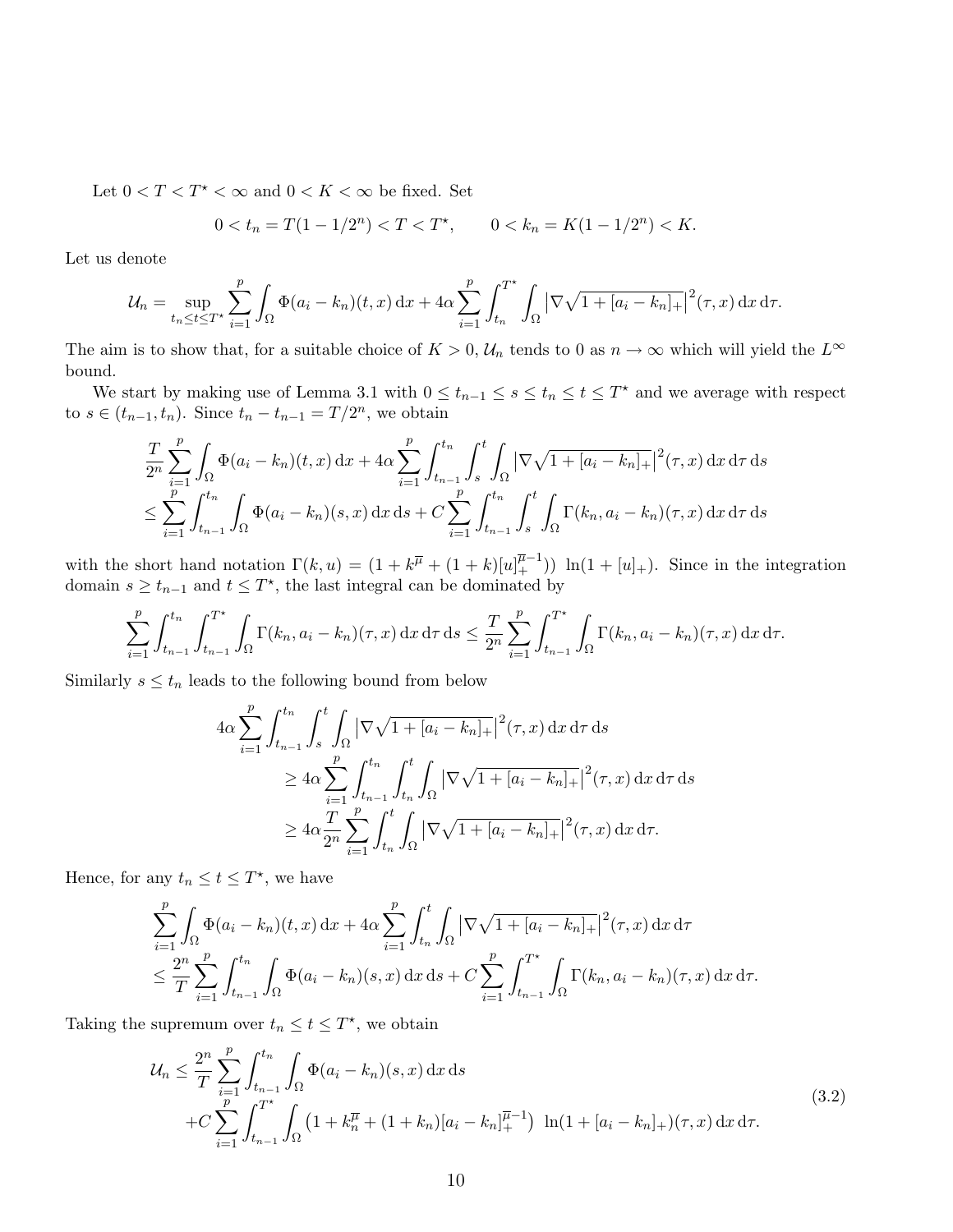Let $0 < T < T^\star < \infty$ and $0 < K < \infty$ be fixed. Set

$$0 < t_n = T(1 - 1/2^n) < T < T^\star, \qquad 0 < k_n = K(1 - 1/2^n) < K.$$

Let us denote

$$\mathcal{U}_n = \sup_{t_n \le t \le T^\star} \sum_{i=1}^p \int_\Omega \Phi(a_i - k_n)(t,x)\,\mathrm{d}x + 4\alpha \sum_{i=1}^p \int_{t_n}^{T^\star} \int_\Omega \big|\nabla\sqrt{1 + [a_i - k_n]_+}\big|^2(\tau,x)\,\mathrm{d}x\,\mathrm{d}\tau.$$

The aim is to show that, for a suitable choice of $K > 0$, $\mathcal{U}_n$ tends to 0 as $n \to \infty$ which will yield the $L^\infty$ bound.

We start by making use of Lemma 3.1 with $0 \le t_{n-1} \le s \le t_n \le t \le T^\star$ and we average with respect to $s \in (t_{n-1}, t_n)$. Since $t_n - t_{n-1} = T/2^n$, we obtain

$$\begin{aligned}
&\frac{T}{2^n} \sum_{i=1}^p \int_\Omega \Phi(a_i - k_n)(t,x)\,\mathrm{d}x + 4\alpha \sum_{i=1}^p \int_{t_{n-1}}^{t_n} \int_s^t \int_\Omega \big|\nabla\sqrt{1 + [a_i - k_n]_+}\big|^2(\tau,x)\,\mathrm{d}x\,\mathrm{d}\tau\,\mathrm{d}s \\
&\le \sum_{i=1}^p \int_{t_{n-1}}^{t_n} \int_\Omega \Phi(a_i - k_n)(s,x)\,\mathrm{d}x\,\mathrm{d}s + C \sum_{i=1}^p \int_{t_{n-1}}^{t_n} \int_s^t \int_\Omega \Gamma(k_n, a_i - k_n)(\tau,x)\,\mathrm{d}x\,\mathrm{d}\tau\,\mathrm{d}s
\end{aligned}$$

with the short hand notation $\Gamma(k,u) = (1 + k^{\overline{\mu}} + (1+k)[u]_+^{\overline{\mu}-1}))\ \ln(1 + [u]_+)$. Since in the integration domain $s \ge t_{n-1}$ and $t \le T^\star$, the last integral can be dominated by

$$\sum_{i=1}^p \int_{t_{n-1}}^{t_n} \int_{t_{n-1}}^{T^\star} \int_\Omega \Gamma(k_n, a_i - k_n)(\tau,x)\,\mathrm{d}x\,\mathrm{d}\tau\,\mathrm{d}s \le \frac{T}{2^n} \sum_{i=1}^p \int_{t_{n-1}}^{T^\star} \int_\Omega \Gamma(k_n, a_i - k_n)(\tau,x)\,\mathrm{d}x\,\mathrm{d}\tau.$$

Similarly $s \le t_n$ leads to the following bound from below

$$\begin{aligned}
4\alpha &\sum_{i=1}^p \int_{t_{n-1}}^{t_n} \int_s^t \int_\Omega \big|\nabla\sqrt{1 + [a_i - k_n]_+}\big|^2(\tau,x)\,\mathrm{d}x\,\mathrm{d}\tau\,\mathrm{d}s \\
&\ge 4\alpha \sum_{i=1}^p \int_{t_{n-1}}^{t_n} \int_{t_n}^t \int_\Omega \big|\nabla\sqrt{1 + [a_i - k_n]_+}\big|^2(\tau,x)\,\mathrm{d}x\,\mathrm{d}\tau\,\mathrm{d}s \\
&\ge 4\alpha \frac{T}{2^n} \sum_{i=1}^p \int_{t_n}^t \int_\Omega \big|\nabla\sqrt{1 + [a_i - k_n]_+}\big|^2(\tau,x)\,\mathrm{d}x\,\mathrm{d}\tau.
\end{aligned}$$

Hence, for any $t_n \le t \le T^\star$, we have

$$\begin{aligned}
&\sum_{i=1}^p \int_\Omega \Phi(a_i - k_n)(t,x)\,\mathrm{d}x + 4\alpha \sum_{i=1}^p \int_{t_n}^t \int_\Omega \big|\nabla\sqrt{1 + [a_i - k_n]_+}\big|^2(\tau,x)\,\mathrm{d}x\,\mathrm{d}\tau \\
&\le \frac{2^n}{T} \sum_{i=1}^p \int_{t_{n-1}}^{t_n} \int_\Omega \Phi(a_i - k_n)(s,x)\,\mathrm{d}x\,\mathrm{d}s + C \sum_{i=1}^p \int_{t_{n-1}}^{T^\star} \int_\Omega \Gamma(k_n, a_i - k_n)(\tau,x)\,\mathrm{d}x\,\mathrm{d}\tau.
\end{aligned}$$

Taking the supremum over $t_n \le t \le T^\star$, we obtain

$$\begin{aligned}
\mathcal{U}_n \le\ &\frac{2^n}{T} \sum_{i=1}^p \int_{t_{n-1}}^{t_n} \int_\Omega \Phi(a_i - k_n)(s,x)\,\mathrm{d}x\,\mathrm{d}s \\
&+ C \sum_{i=1}^p \int_{t_{n-1}}^{T^\star} \int_\Omega \big(1 + k_n^{\overline{\mu}} + (1 + k_n)[a_i - k_n]_+^{\overline{\mu}-1}\big)\ \ln(1 + [a_i - k_n]_+)(\tau,x)\,\mathrm{d}x\,\mathrm{d}\tau.
\end{aligned} \tag{3.2}$$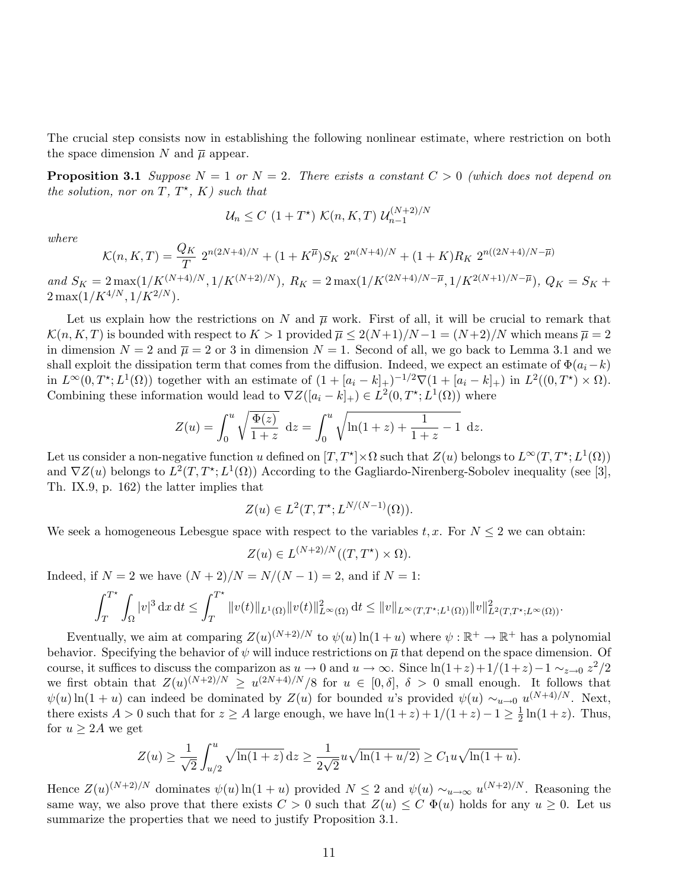The crucial step consists now in establishing the following nonlinear estimate, where restriction on both the space dimension $N$ and $\overline{\mu}$ appear.

**Proposition 3.1** *Suppose $N = 1$ or $N = 2$. There exists a constant $C > 0$ (which does not depend on the solution, nor on $T$, $T^\star$, $K$) such that*

$$\mathcal{U}_n \leq C\ (1 + T^\star)\ \mathcal{K}(n, K, T)\ \mathcal{U}_{n-1}^{(N+2)/N}$$

*where*

$$\mathcal{K}(n, K, T) = \frac{Q_K}{T}\ 2^{n(2N+4)/N} + (1 + K^{\overline{\mu}})S_K\ 2^{n(N+4)/N} + (1 + K)R_K\ 2^{n((2N+4)/N - \overline{\mu})}$$

*and $S_K = 2\max(1/K^{(N+4)/N}, 1/K^{(N+2)/N})$, $R_K = 2\max(1/K^{(2N+4)/N-\overline{\mu}}, 1/K^{2(N+1)/N-\overline{\mu}})$, $Q_K = S_K + 2\max(1/K^{4/N}, 1/K^{2/N})$.*

Let us explain how the restrictions on $N$ and $\overline{\mu}$ work. First of all, it will be crucial to remark that $\mathcal{K}(n, K, T)$ is bounded with respect to $K > 1$ provided $\overline{\mu} \leq 2(N+1)/N - 1 = (N+2)/N$ which means $\overline{\mu} = 2$ in dimension $N = 2$ and $\overline{\mu} = 2$ or $3$ in dimension $N = 1$. Second of all, we go back to Lemma 3.1 and we shall exploit the dissipation term that comes from the diffusion. Indeed, we expect an estimate of $\Phi(a_i - k)$ in $L^\infty(0, T^\star; L^1(\Omega))$ together with an estimate of $(1 + [a_i - k]_+)^{-1/2}\nabla(1 + [a_i - k]_+)$ in $L^2((0, T^\star) \times \Omega)$. Combining these information would lead to $\nabla Z([a_i - k]_+) \in L^2(0, T^\star; L^1(\Omega))$ where

$$Z(u) = \int_0^u \sqrt{\frac{\Phi(z)}{1+z}}\ \mathrm{d}z = \int_0^u \sqrt{\ln(1+z) + \frac{1}{1+z} - 1}\ \mathrm{d}z.$$

Let us consider a non-negative function $u$ defined on $[T, T^\star] \times \Omega$ such that $Z(u)$ belongs to $L^\infty(T, T^\star; L^1(\Omega))$ and $\nabla Z(u)$ belongs to $L^2(T, T^\star; L^1(\Omega))$ According to the Gagliardo-Nirenberg-Sobolev inequality (see [3], Th. IX.9, p. 162) the latter implies that

$$Z(u) \in L^2(T, T^\star; L^{N/(N-1)}(\Omega)).$$

We seek a homogeneous Lebesgue space with respect to the variables $t, x$. For $N \leq 2$ we can obtain:

$$Z(u) \in L^{(N+2)/N}((T, T^\star) \times \Omega).$$

Indeed, if $N = 2$ we have $(N+2)/N = N/(N-1) = 2$, and if $N = 1$:

$$\int_T^{T^\star}\int_\Omega |v|^3\,\mathrm{d}x\,\mathrm{d}t \leq \int_T^{T^\star} \|v(t)\|_{L^1(\Omega)}\|v(t)\|^2_{L^\infty(\Omega)}\,\mathrm{d}t \leq \|v\|_{L^\infty(T,T^\star;L^1(\Omega))}\|v\|^2_{L^2(T,T^\star;L^\infty(\Omega))}.$$

Eventually, we aim at comparing $Z(u)^{(N+2)/N}$ to $\psi(u)\ln(1+u)$ where $\psi : \mathbb{R}^+ \to \mathbb{R}^+$ has a polynomial behavior. Specifying the behavior of $\psi$ will induce restrictions on $\overline{\mu}$ that depend on the space dimension. Of course, it suffices to discuss the comparizon as $u \to 0$ and $u \to \infty$. Since $\ln(1+z) + 1/(1+z) - 1 \sim_{z\to 0} z^2/2$ we first obtain that $Z(u)^{(N+2)/N} \geq u^{(2N+4)/N}/8$ for $u \in [0, \delta]$, $\delta > 0$ small enough. It follows that $\psi(u)\ln(1+u)$ can indeed be dominated by $Z(u)$ for bounded $u$'s provided $\psi(u) \sim_{u\to 0} u^{(N+4)/N}$. Next, there exists $A > 0$ such that for $z \geq A$ large enough, we have $\ln(1+z) + 1/(1+z) - 1 \geq \frac{1}{2}\ln(1+z)$. Thus, for $u \geq 2A$ we get

$$Z(u) \geq \frac{1}{\sqrt{2}}\int_{u/2}^u \sqrt{\ln(1+z)}\,\mathrm{d}z \geq \frac{1}{2\sqrt{2}}u\sqrt{\ln(1+u/2)} \geq C_1 u\sqrt{\ln(1+u)}.$$

Hence $Z(u)^{(N+2)/N}$ dominates $\psi(u)\ln(1+u)$ provided $N \leq 2$ and $\psi(u) \sim_{u\to\infty} u^{(N+2)/N}$. Reasoning the same way, we also prove that there exists $C > 0$ such that $Z(u) \leq C\ \Phi(u)$ holds for any $u \geq 0$. Let us summarize the properties that we need to justify Proposition 3.1.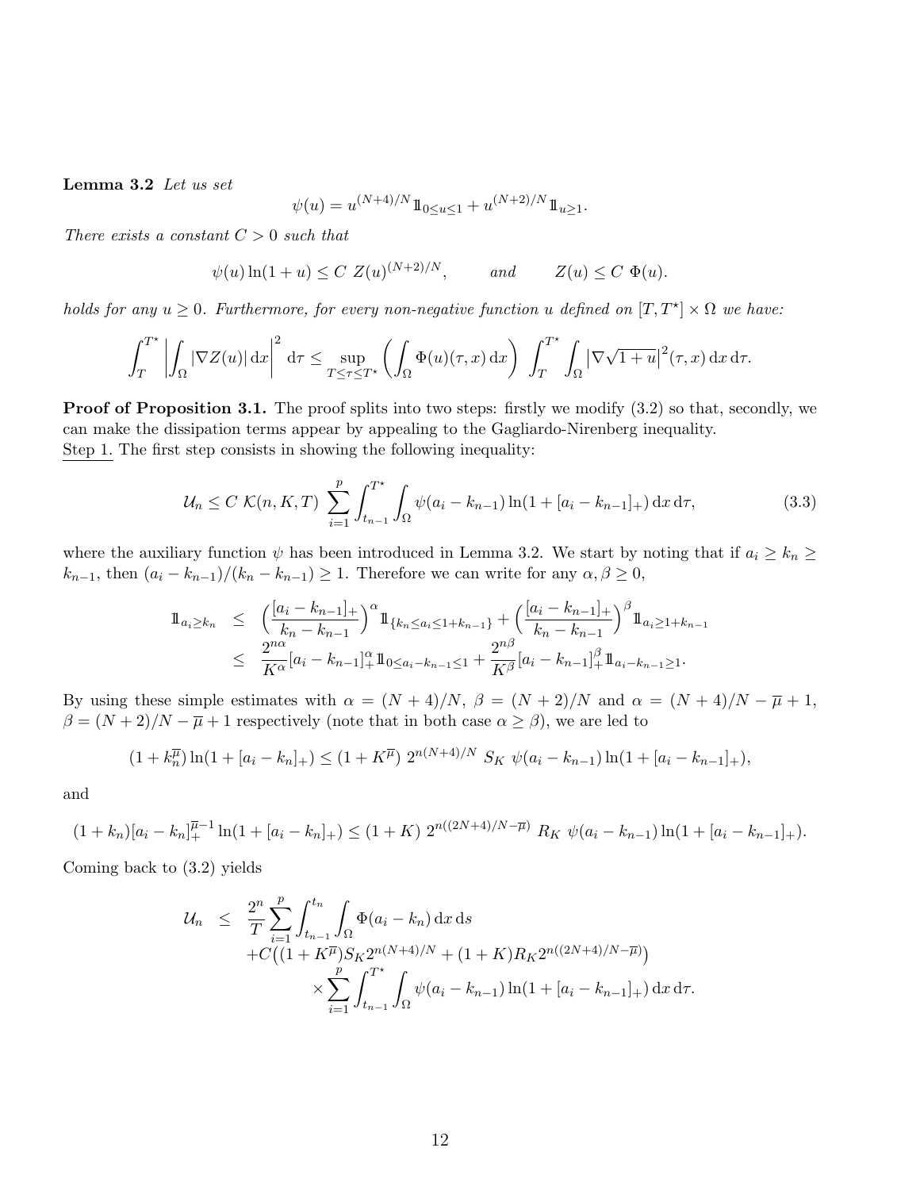**Lemma 3.2** *Let us set*

$$\psi(u) = u^{(N+4)/N}\mathbb{1}_{0\le u\le 1} + u^{(N+2)/N}\mathbb{1}_{u\ge 1}.$$

*There exists a constant $C>0$ such that*

$$\psi(u)\ln(1+u) \le C\ Z(u)^{(N+2)/N}, \qquad \text{and} \qquad Z(u)\le C\ \Phi(u).$$

*holds for any $u\ge 0$. Furthermore, for every non-negative function $u$ defined on $[T,T^\star]\times\Omega$ we have:*

$$\int_T^{T^\star}\left|\int_\Omega |\nabla Z(u)|\,\mathrm{d}x\right|^2\mathrm{d}\tau \le \sup_{T\le\tau\le T^\star}\left(\int_\Omega \Phi(u)(\tau,x)\,\mathrm{d}x\right)\int_T^{T^\star}\int_\Omega \big|\nabla\sqrt{1+u}\big|^2(\tau,x)\,\mathrm{d}x\,\mathrm{d}\tau.$$

**Proof of Proposition 3.1.** The proof splits into two steps: firstly we modify (3.2) so that, secondly, we can make the dissipation terms appear by appealing to the Gagliardo-Nirenberg inequality.
Step 1. The first step consists in showing the following inequality:

$$\mathcal{U}_n \le C\ \mathcal{K}(n,K,T)\ \sum_{i=1}^p \int_{t_{n-1}}^{T^\star}\int_\Omega \psi(a_i-k_{n-1})\ln(1+[a_i-k_{n-1}]_+)\,\mathrm{d}x\,\mathrm{d}\tau, \tag{3.3}$$

where the auxiliary function $\psi$ has been introduced in Lemma 3.2. We start by noting that if $a_i\ge k_n\ge k_{n-1}$, then $(a_i-k_{n-1})/(k_n-k_{n-1})\ge 1$. Therefore we can write for any $\alpha,\beta\ge 0$,

$$\begin{aligned}
\mathbb{1}_{a_i\ge k_n} &\le \Big(\frac{[a_i-k_{n-1}]_+}{k_n-k_{n-1}}\Big)^\alpha \mathbb{1}_{\{k_n\le a_i\le 1+k_{n-1}\}} + \Big(\frac{[a_i-k_{n-1}]_+}{k_n-k_{n-1}}\Big)^\beta \mathbb{1}_{a_i\ge 1+k_{n-1}}\\
&\le \frac{2^{n\alpha}}{K^\alpha}[a_i-k_{n-1}]_+^\alpha \mathbb{1}_{0\le a_i-k_{n-1}\le 1} + \frac{2^{n\beta}}{K^\beta}[a_i-k_{n-1}]_+^\beta \mathbb{1}_{a_i-k_{n-1}\ge 1}.
\end{aligned}$$

By using these simple estimates with $\alpha=(N+4)/N$, $\beta=(N+2)/N$ and $\alpha=(N+4)/N-\overline{\mu}+1$, $\beta=(N+2)/N-\overline{\mu}+1$ respectively (note that in both case $\alpha\ge\beta$), we are led to

$$(1+k_n^{\overline{\mu}})\ln(1+[a_i-k_n]_+) \le (1+K^{\overline{\mu}})\ 2^{n(N+4)/N}\ S_K\ \psi(a_i-k_{n-1})\ln(1+[a_i-k_{n-1}]_+),$$

and

$$(1+k_n)[a_i-k_n]_+^{\overline{\mu}-1}\ln(1+[a_i-k_n]_+) \le (1+K)\ 2^{n((2N+4)/N-\overline{\mu})}\ R_K\ \psi(a_i-k_{n-1})\ln(1+[a_i-k_{n-1}]_+).$$

Coming back to (3.2) yields

$$\begin{aligned}
\mathcal{U}_n \le\ & \frac{2^n}{T}\sum_{i=1}^p\int_{t_{n-1}}^{t_n}\int_\Omega \Phi(a_i-k_n)\,\mathrm{d}x\,\mathrm{d}s\\
&+C\big((1+K^{\overline{\mu}})S_K 2^{n(N+4)/N} + (1+K)R_K 2^{n((2N+4)/N-\overline{\mu})}\big)\\
&\qquad\times\sum_{i=1}^p\int_{t_{n-1}}^{T^\star}\int_\Omega \psi(a_i-k_{n-1})\ln(1+[a_i-k_{n-1}]_+)\,\mathrm{d}x\,\mathrm{d}\tau.
\end{aligned}$$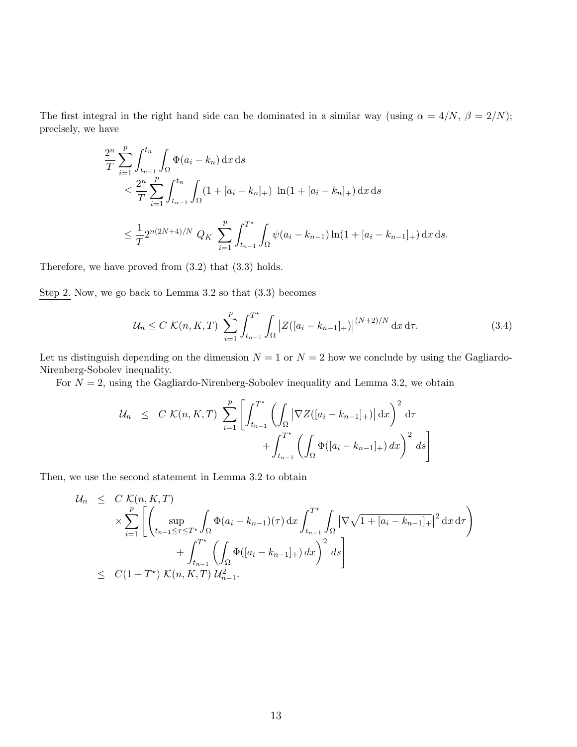The first integral in the right hand side can be dominated in a similar way (using $\alpha = 4/N$, $\beta = 2/N$); precisely, we have

$$
\begin{aligned}
&\frac{2^n}{T} \sum_{i=1}^{p} \int_{t_{n-1}}^{t_n} \int_\Omega \Phi(a_i - k_n) \,\mathrm{d}x \,\mathrm{d}s \\
&\quad \leq \frac{2^n}{T} \sum_{i=1}^{p} \int_{t_{n-1}}^{t_n} \int_\Omega (1 + [a_i - k_n]_+) \ \ln(1 + [a_i - k_n]_+) \,\mathrm{d}x \,\mathrm{d}s \\
&\quad \leq \frac{1}{T} 2^{n(2N+4)/N} \ Q_K \ \sum_{i=1}^{p} \int_{t_{n-1}}^{T^\star} \int_\Omega \psi(a_i - k_{n-1}) \ln(1 + [a_i - k_{n-1}]_+) \,\mathrm{d}x \,\mathrm{d}s.
\end{aligned}
$$

Therefore, we have proved from (3.2) that (3.3) holds.

<u>Step 2.</u> Now, we go back to Lemma 3.2 so that (3.3) becomes

$$
\mathcal{U}_n \leq C \ \mathcal{K}(n, K, T) \ \sum_{i=1}^{p} \int_{t_{n-1}}^{T^\star} \int_\Omega \left| Z([a_i - k_{n-1}]_+) \right|^{(N+2)/N} \mathrm{d}x \,\mathrm{d}\tau. \tag{3.4}
$$

Let us distinguish depending on the dimension $N = 1$ or $N = 2$ how we conclude by using the Gagliardo-Nirenberg-Sobolev inequality.

For $N = 2$, using the Gagliardo-Nirenberg-Sobolev inequality and Lemma 3.2, we obtain

$$
\begin{aligned}
\mathcal{U}_n \ \leq \ C \ \mathcal{K}(n, K, T) \ \sum_{i=1}^{p} \Bigg[ &\int_{t_{n-1}}^{T^\star} \left( \int_\Omega \left| \nabla Z([a_i - k_{n-1}]_+) \right| \mathrm{d}x \right)^2 \mathrm{d}\tau \\
&+ \int_{t_{n-1}}^{T^\star} \left( \int_\Omega \Phi([a_i - k_{n-1}]_+) \, dx \right)^2 ds \Bigg]
\end{aligned}
$$

Then, we use the second statement in Lemma 3.2 to obtain

$$
\begin{aligned}
\mathcal{U}_n \ &\leq \ C \ \mathcal{K}(n, K, T) \\
&\quad \times \sum_{i=1}^{p} \Bigg[ \left( \sup_{t_{n-1} \leq \tau \leq T^\star} \int_\Omega \Phi(a_i - k_{n-1})(\tau) \,\mathrm{d}x \int_{t_{n-1}}^{T^\star} \int_\Omega \left| \nabla \sqrt{1 + [a_i - k_{n-1}]_+} \right|^2 \mathrm{d}x \,\mathrm{d}\tau \right) \\
&\qquad + \int_{t_{n-1}}^{T^\star} \left( \int_\Omega \Phi([a_i - k_{n-1}]_+) \, dx \right)^2 ds \Bigg] \\
&\leq \ C(1 + T^\star) \ \mathcal{K}(n, K, T) \ \mathcal{U}_{n-1}^2.
\end{aligned}
$$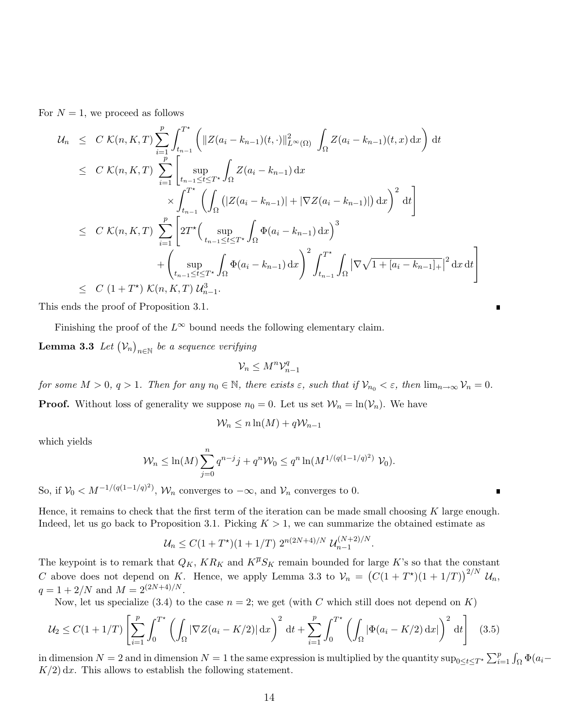For $N = 1$, we proceed as follows

$$
\begin{aligned}
\mathcal{U}_n &\leq C\,\mathcal{K}(n,K,T)\sum_{i=1}^{p}\int_{t_{n-1}}^{T^\star}\left(\|Z(a_i-k_{n-1})(t,\cdot)\|^2_{L^\infty(\Omega)}\int_\Omega Z(a_i-k_{n-1})(t,x)\,\mathrm{d}x\right)\mathrm{d}t\\
&\leq C\,\mathcal{K}(n,K,T)\sum_{i=1}^{p}\left[\sup_{t_{n-1}\leq t\leq T^\star}\int_\Omega Z(a_i-k_{n-1})\,\mathrm{d}x\right.\\
&\qquad\qquad \left.\times\int_{t_{n-1}}^{T^\star}\left(\int_\Omega\big(|Z(a_i-k_{n-1})|+|\nabla Z(a_i-k_{n-1})|\big)\,\mathrm{d}x\right)^2\mathrm{d}t\right]\\
&\leq C\,\mathcal{K}(n,K,T)\sum_{i=1}^{p}\left[2T^\star\Big(\sup_{t_{n-1}\leq t\leq T^\star}\int_\Omega\Phi(a_i-k_{n-1})\,\mathrm{d}x\Big)^3\right.\\
&\qquad\qquad \left.+\left(\sup_{t_{n-1}\leq t\leq T^\star}\int_\Omega\Phi(a_i-k_{n-1})\,\mathrm{d}x\right)^2\int_{t_{n-1}}^{T^\star}\int_\Omega\left|\nabla\sqrt{1+[a_i-k_{n-1}]_+}\right|^2\mathrm{d}x\,\mathrm{d}t\right]\\
&\leq C\,(1+T^\star)\,\mathcal{K}(n,K,T)\,\mathcal{U}_{n-1}^3.
\end{aligned}
$$

This ends the proof of Proposition 3.1. ∎

Finishing the proof of the $L^\infty$ bound needs the following elementary claim.

**Lemma 3.3** *Let $(\mathcal{V}_n)_{n\in\mathbb{N}}$ be a sequence verifying*

$$\mathcal{V}_n \leq M^n\mathcal{V}_{n-1}^q$$

*for some $M>0$, $q>1$. Then for any $n_0\in\mathbb{N}$, there exists $\varepsilon$, such that if $\mathcal{V}_{n_0}<\varepsilon$, then $\lim_{n\to\infty}\mathcal{V}_n = 0$.*

**Proof.** Without loss of generality we suppose $n_0 = 0$. Let us set $\mathcal{W}_n = \ln(\mathcal{V}_n)$. We have

$$\mathcal{W}_n \leq n\ln(M) + q\mathcal{W}_{n-1}$$

which yields

$$\mathcal{W}_n \leq \ln(M)\sum_{j=0}^{n}q^{n-j}j + q^n\mathcal{W}_0 \leq q^n\ln(M^{1/(q(1-1/q)^2)}\,\mathcal{V}_0).$$

So, if $\mathcal{V}_0 < M^{-1/(q(1-1/q)^2)}$, $\mathcal{W}_n$ converges to $-\infty$, and $\mathcal{V}_n$ converges to 0. ∎

Hence, it remains to check that the first term of the iteration can be made small choosing $K$ large enough. Indeed, let us go back to Proposition 3.1. Picking $K>1$, we can summarize the obtained estimate as

$$\mathcal{U}_n \leq C(1+T^\star)(1+1/T)\;2^{n(2N+4)/N}\;\mathcal{U}_{n-1}^{(N+2)/N}.$$

The keypoint is to remark that $Q_K$, $KR_K$ and $K^{\overline{\mu}}S_K$ remain bounded for large $K$'s so that the constant $C$ above does not depend on $K$. Hence, we apply Lemma 3.3 to $\mathcal{V}_n = \big(C(1+T^\star)(1+1/T)\big)^{2/N}\,\mathcal{U}_n$, $q = 1+2/N$ and $M = 2^{(2N+4)/N}$.

Now, let us specialize (3.4) to the case $n=2$; we get (with $C$ which still does not depend on $K$)

$$\mathcal{U}_2 \leq C(1+1/T)\left[\sum_{i=1}^{p}\int_0^{T^\star}\left(\int_\Omega|\nabla Z(a_i-K/2)|\,\mathrm{d}x\right)^2\mathrm{d}t + \sum_{i=1}^{p}\int_0^{T^\star}\left(\int_\Omega|\Phi(a_i-K/2)\,\mathrm{d}x|\right)^2\mathrm{d}t\right] \quad (3.5)$$

in dimension $N=2$ and in dimension $N=1$ the same expression is multiplied by the quantity $\sup_{0\leq t\leq T^\star}\sum_{i=1}^{p}\int_\Omega\Phi(a_i-K/2)\,\mathrm{d}x$. This allows to establish the following statement.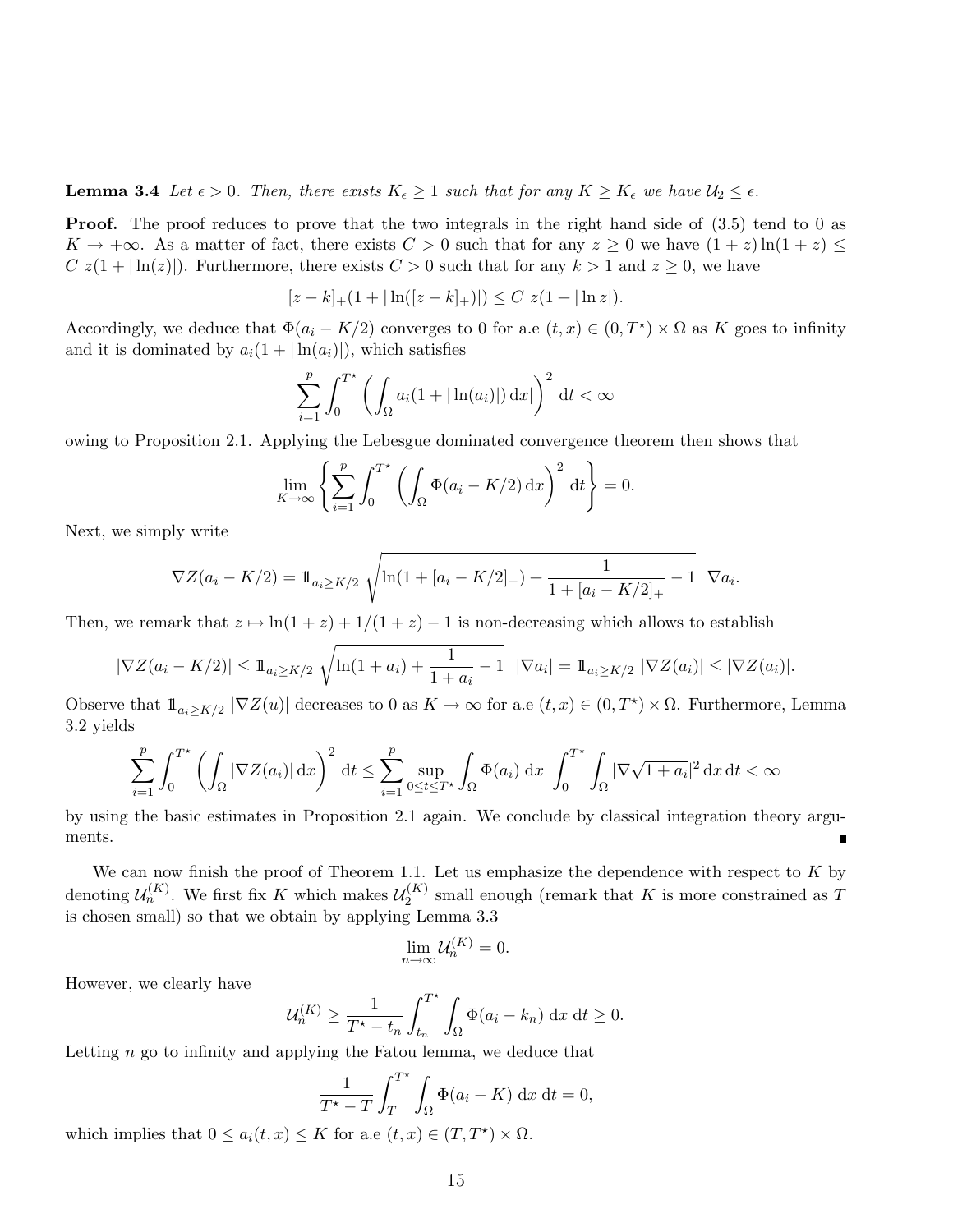**Lemma 3.4** *Let $\epsilon > 0$. Then, there exists $K_\epsilon \geq 1$ such that for any $K \geq K_\epsilon$ we have $\mathcal{U}_2 \leq \epsilon$.*

**Proof.** The proof reduces to prove that the two integrals in the right hand side of (3.5) tend to 0 as $K \to +\infty$. As a matter of fact, there exists $C > 0$ such that for any $z \geq 0$ we have $(1+z)\ln(1+z) \leq C\ z(1+|\ln(z)|)$. Furthermore, there exists $C > 0$ such that for any $k > 1$ and $z \geq 0$, we have

$$[z-k]_+(1+|\ln([z-k]_+)|) \leq C\ z(1+|\ln z|).$$

Accordingly, we deduce that $\Phi(a_i - K/2)$ converges to 0 for a.e $(t,x) \in (0,T^\star) \times \Omega$ as $K$ goes to infinity and it is dominated by $a_i(1+|\ln(a_i)|)$, which satisfies

$$\sum_{i=1}^{p} \int_0^{T^\star} \left( \int_\Omega a_i(1+|\ln(a_i)|)\,\mathrm{d}x| \right)^2 \mathrm{d}t < \infty$$

owing to Proposition 2.1. Applying the Lebesgue dominated convergence theorem then shows that

$$\lim_{K\to\infty} \left\{ \sum_{i=1}^{p} \int_0^{T^\star} \left( \int_\Omega \Phi(a_i - K/2)\,\mathrm{d}x \right)^2 \mathrm{d}t \right\} = 0.$$

Next, we simply write

$$\nabla Z(a_i - K/2) = \mathbb{1}_{a_i \geq K/2} \sqrt{\ln(1+[a_i-K/2]_+) + \frac{1}{1+[a_i-K/2]_+} - 1}\ \ \nabla a_i.$$

Then, we remark that $z \mapsto \ln(1+z) + 1/(1+z) - 1$ is non-decreasing which allows to establish

$$|\nabla Z(a_i - K/2)| \leq \mathbb{1}_{a_i \geq K/2} \sqrt{\ln(1+a_i) + \frac{1}{1+a_i} - 1}\ \ |\nabla a_i| = \mathbb{1}_{a_i \geq K/2}\ |\nabla Z(a_i)| \leq |\nabla Z(a_i)|.$$

Observe that $\mathbb{1}_{a_i \geq K/2}\ |\nabla Z(u)|$ decreases to 0 as $K \to \infty$ for a.e $(t,x) \in (0,T^\star) \times \Omega$. Furthermore, Lemma 3.2 yields

$$\sum_{i=1}^{p} \int_0^{T^\star} \left( \int_\Omega |\nabla Z(a_i)|\,\mathrm{d}x \right)^2 \mathrm{d}t \leq \sum_{i=1}^{p} \sup_{0\leq t\leq T^\star} \int_\Omega \Phi(a_i)\ \mathrm{d}x\ \int_0^{T^\star} \int_\Omega |\nabla\sqrt{1+a_i}|^2\,\mathrm{d}x\,\mathrm{d}t < \infty$$

by using the basic estimates in Proposition 2.1 again. We conclude by classical integration theory arguments. ∎

We can now finish the proof of Theorem 1.1. Let us emphasize the dependence with respect to $K$ by denoting $\mathcal{U}_n^{(K)}$. We first fix $K$ which makes $\mathcal{U}_2^{(K)}$ small enough (remark that $K$ is more constrained as $T$ is chosen small) so that we obtain by applying Lemma 3.3

$$\lim_{n\to\infty} \mathcal{U}_n^{(K)} = 0.$$

However, we clearly have

$$\mathcal{U}_n^{(K)} \geq \frac{1}{T^\star - t_n} \int_{t_n}^{T^\star} \int_\Omega \Phi(a_i - k_n)\ \mathrm{d}x\ \mathrm{d}t \geq 0.$$

Letting $n$ go to infinity and applying the Fatou lemma, we deduce that

$$\frac{1}{T^\star - T} \int_T^{T^\star} \int_\Omega \Phi(a_i - K)\ \mathrm{d}x\ \mathrm{d}t = 0,$$

which implies that $0 \leq a_i(t,x) \leq K$ for a.e $(t,x) \in (T,T^\star) \times \Omega$.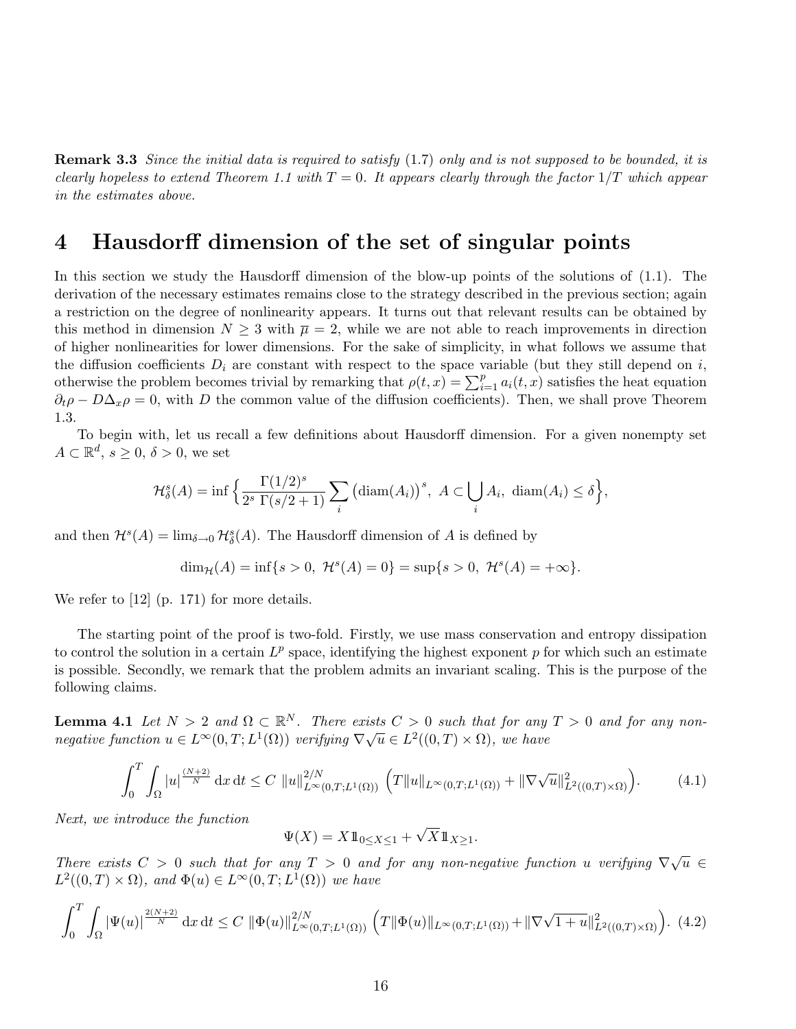**Remark 3.3** *Since the initial data is required to satisfy* (1.7) *only and is not supposed to be bounded, it is clearly hopeless to extend Theorem 1.1 with $T = 0$. It appears clearly through the factor $1/T$ which appear in the estimates above.*

# 4 Hausdorff dimension of the set of singular points

In this section we study the Hausdorff dimension of the blow-up points of the solutions of (1.1). The derivation of the necessary estimates remains close to the strategy described in the previous section; again a restriction on the degree of nonlinearity appears. It turns out that relevant results can be obtained by this method in dimension $N \geq 3$ with $\overline{\mu} = 2$, while we are not able to reach improvements in direction of higher nonlinearities for lower dimensions. For the sake of simplicity, in what follows we assume that the diffusion coefficients $D_i$ are constant with respect to the space variable (but they still depend on $i$, otherwise the problem becomes trivial by remarking that $\rho(t,x) = \sum_{i=1}^{p} a_i(t,x)$ satisfies the heat equation $\partial_t \rho - D\Delta_x \rho = 0$, with $D$ the common value of the diffusion coefficients). Then, we shall prove Theorem 1.3.

To begin with, let us recall a few definitions about Hausdorff dimension. For a given nonempty set $A \subset \mathbb{R}^d$, $s \geq 0$, $\delta > 0$, we set

$$\mathcal{H}^s_\delta(A) = \inf\Big\{ \frac{\Gamma(1/2)^s}{2^s\,\Gamma(s/2+1)} \sum_i \big(\mathrm{diam}(A_i)\big)^s,\ A \subset \bigcup_i A_i,\ \mathrm{diam}(A_i) \leq \delta \Big\},$$

and then $\mathcal{H}^s(A) = \lim_{\delta\to 0} \mathcal{H}^s_\delta(A)$. The Hausdorff dimension of $A$ is defined by

$$\dim_{\mathcal{H}}(A) = \inf\{s > 0,\ \mathcal{H}^s(A) = 0\} = \sup\{s > 0,\ \mathcal{H}^s(A) = +\infty\}.$$

We refer to [12] (p. 171) for more details.

The starting point of the proof is two-fold. Firstly, we use mass conservation and entropy dissipation to control the solution in a certain $L^p$ space, identifying the highest exponent $p$ for which such an estimate is possible. Secondly, we remark that the problem admits an invariant scaling. This is the purpose of the following claims.

**Lemma 4.1** *Let $N > 2$ and $\Omega \subset \mathbb{R}^N$. There exists $C > 0$ such that for any $T > 0$ and for any non-negative function $u \in L^\infty(0,T;L^1(\Omega))$ verifying $\nabla\sqrt{u} \in L^2((0,T)\times\Omega)$, we have*

$$\int_0^T \int_\Omega |u|^{\frac{(N+2)}{N}}\,\mathrm{d}x\,\mathrm{d}t \leq C\ \|u\|^{2/N}_{L^\infty(0,T;L^1(\Omega))}\ \Big(T\|u\|_{L^\infty(0,T;L^1(\Omega))} + \|\nabla\sqrt{u}\|^2_{L^2((0,T)\times\Omega)}\Big). \tag{4.1}$$

*Next, we introduce the function*

$$\Psi(X) = X\,\mathbb{1}_{0\leq X\leq 1} + \sqrt{X}\,\mathbb{1}_{X\geq 1}.$$

*There exists $C > 0$ such that for any $T > 0$ and for any non-negative function $u$ verifying $\nabla\sqrt{u} \in L^2((0,T)\times\Omega)$, and $\Phi(u) \in L^\infty(0,T;L^1(\Omega))$ we have*

$$\int_0^T \int_\Omega |\Psi(u)|^{\frac{2(N+2)}{N}}\,\mathrm{d}x\,\mathrm{d}t \leq C\ \|\Phi(u)\|^{2/N}_{L^\infty(0,T;L^1(\Omega))}\ \Big(T\|\Phi(u)\|_{L^\infty(0,T;L^1(\Omega))} + \|\nabla\sqrt{1+u}\|^2_{L^2((0,T)\times\Omega)}\Big). \tag{4.2}$$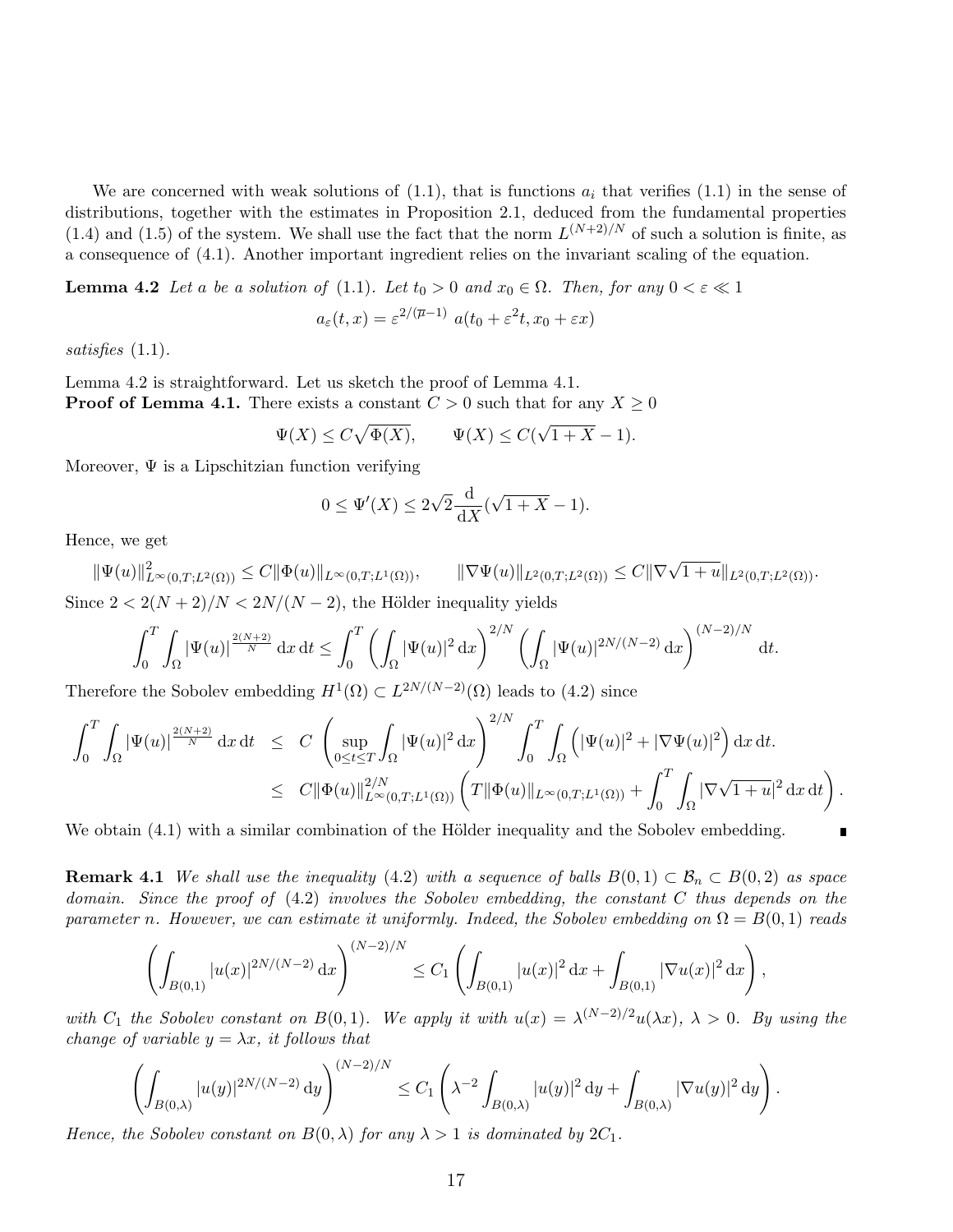We are concerned with weak solutions of (1.1), that is functions $a_i$ that verifies (1.1) in the sense of distributions, together with the estimates in Proposition 2.1, deduced from the fundamental properties (1.4) and (1.5) of the system. We shall use the fact that the norm $L^{(N+2)/N}$ of such a solution is finite, as a consequence of (4.1). Another important ingredient relies on the invariant scaling of the equation.

**Lemma 4.2** *Let $a$ be a solution of* (1.1)*. Let $t_0 > 0$ and $x_0 \in \Omega$. Then, for any $0 < \varepsilon \ll 1$*

$$a_\varepsilon(t,x) = \varepsilon^{2/(\overline{\mu}-1)}\ a(t_0 + \varepsilon^2 t, x_0 + \varepsilon x)$$

*satisfies* (1.1)*.*

Lemma 4.2 is straightforward. Let us sketch the proof of Lemma 4.1.

**Proof of Lemma 4.1.** There exists a constant $C > 0$ such that for any $X \geq 0$

$$\Psi(X) \leq C\sqrt{\Phi(X)}, \qquad \Psi(X) \leq C(\sqrt{1+X} - 1).$$

Moreover, $\Psi$ is a Lipschitzian function verifying

$$0 \leq \Psi'(X) \leq 2\sqrt{2}\frac{\mathrm{d}}{\mathrm{d}X}(\sqrt{1+X} - 1).$$

Hence, we get

$$\|\Psi(u)\|^2_{L^\infty(0,T;L^2(\Omega))} \leq C\|\Phi(u)\|_{L^\infty(0,T;L^1(\Omega))}, \qquad \|\nabla\Psi(u)\|_{L^2(0,T;L^2(\Omega))} \leq C\|\nabla\sqrt{1+u}\|_{L^2(0,T;L^2(\Omega))}.$$

Since $2 < 2(N+2)/N < 2N/(N-2)$, the Hölder inequality yields

$$\int_0^T \int_\Omega |\Psi(u)|^{\frac{2(N+2)}{N}}\,\mathrm{d}x\,\mathrm{d}t \leq \int_0^T \left(\int_\Omega |\Psi(u)|^2\,\mathrm{d}x\right)^{2/N} \left(\int_\Omega |\Psi(u)|^{2N/(N-2)}\,\mathrm{d}x\right)^{(N-2)/N}\,\mathrm{d}t.$$

Therefore the Sobolev embedding $H^1(\Omega) \subset L^{2N/(N-2)}(\Omega)$ leads to (4.2) since

$$\begin{aligned}
\int_0^T \int_\Omega |\Psi(u)|^{\frac{2(N+2)}{N}}\,\mathrm{d}x\,\mathrm{d}t &\leq C\left(\sup_{0\leq t\leq T}\int_\Omega |\Psi(u)|^2\,\mathrm{d}x\right)^{2/N} \int_0^T\int_\Omega \left(|\Psi(u)|^2 + |\nabla\Psi(u)|^2\right)\mathrm{d}x\,\mathrm{d}t. \\
&\leq C\|\Phi(u)\|^{2/N}_{L^\infty(0,T;L^1(\Omega))}\left(T\|\Phi(u)\|_{L^\infty(0,T;L^1(\Omega))} + \int_0^T\int_\Omega |\nabla\sqrt{1+u}|^2\,\mathrm{d}x\,\mathrm{d}t\right).
\end{aligned}$$

We obtain (4.1) with a similar combination of the Hölder inequality and the Sobolev embedding. ∎

**Remark 4.1** *We shall use the inequality* (4.2) *with a sequence of balls $B(0,1) \subset \mathcal{B}_n \subset B(0,2)$ as space domain. Since the proof of* (4.2) *involves the Sobolev embedding, the constant $C$ thus depends on the parameter $n$. However, we can estimate it uniformly. Indeed, the Sobolev embedding on $\Omega = B(0,1)$ reads*

$$\left(\int_{B(0,1)} |u(x)|^{2N/(N-2)}\,\mathrm{d}x\right)^{(N-2)/N} \leq C_1\left(\int_{B(0,1)} |u(x)|^2\,\mathrm{d}x + \int_{B(0,1)} |\nabla u(x)|^2\,\mathrm{d}x\right),$$

*with $C_1$ the Sobolev constant on $B(0,1)$. We apply it with $u(x) = \lambda^{(N-2)/2}u(\lambda x)$, $\lambda > 0$. By using the change of variable $y = \lambda x$, it follows that*

$$\left(\int_{B(0,\lambda)} |u(y)|^{2N/(N-2)}\,\mathrm{d}y\right)^{(N-2)/N} \leq C_1\left(\lambda^{-2}\int_{B(0,\lambda)} |u(y)|^2\,\mathrm{d}y + \int_{B(0,\lambda)} |\nabla u(y)|^2\,\mathrm{d}y\right).$$

*Hence, the Sobolev constant on $B(0,\lambda)$ for any $\lambda > 1$ is dominated by $2C_1$.*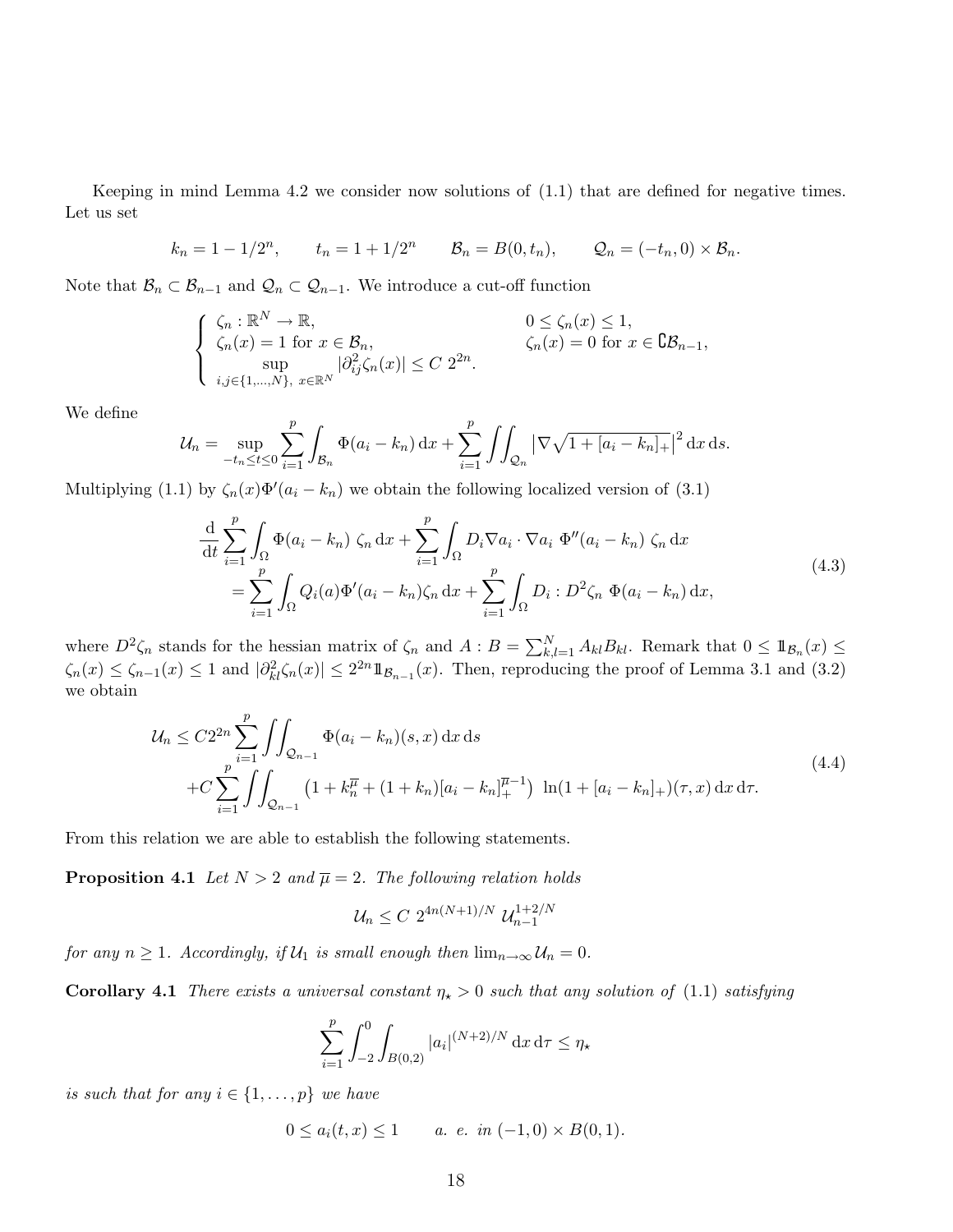Keeping in mind Lemma 4.2 we consider now solutions of (1.1) that are defined for negative times. Let us set

$$k_n = 1 - 1/2^n, \qquad t_n = 1 + 1/2^n \qquad \mathcal{B}_n = B(0, t_n), \qquad \mathcal{Q}_n = (-t_n, 0) \times \mathcal{B}_n.$$

Note that $\mathcal{B}_n \subset \mathcal{B}_{n-1}$ and $\mathcal{Q}_n \subset \mathcal{Q}_{n-1}$. We introduce a cut-off function

$$\begin{cases} \zeta_n : \mathbb{R}^N \to \mathbb{R}, & 0 \le \zeta_n(x) \le 1, \\ \zeta_n(x) = 1 \text{ for } x \in \mathcal{B}_n, & \zeta_n(x) = 0 \text{ for } x \in \complement \mathcal{B}_{n-1}, \\ \sup_{i,j \in \{1,\dots,N\},\ x \in \mathbb{R}^N} |\partial^2_{ij} \zeta_n(x)| \le C\ 2^{2n}. \end{cases}$$

We define

$$\mathcal{U}_n = \sup_{-t_n \le t \le 0} \sum_{i=1}^p \int_{\mathcal{B}_n} \Phi(a_i - k_n)\,\mathrm{d}x + \sum_{i=1}^p \iint_{\mathcal{Q}_n} \left|\nabla \sqrt{1 + [a_i - k_n]_+}\right|^2 \mathrm{d}x\,\mathrm{d}s.$$

Multiplying (1.1) by $\zeta_n(x)\Phi'(a_i - k_n)$ we obtain the following localized version of (3.1)

$$\begin{aligned} \frac{\mathrm{d}}{\mathrm{d}t} \sum_{i=1}^p \int_\Omega \Phi(a_i - k_n)\ \zeta_n\,\mathrm{d}x + \sum_{i=1}^p \int_\Omega D_i \nabla a_i \cdot \nabla a_i\ \Phi''(a_i - k_n)\ \zeta_n\,\mathrm{d}x \\ = \sum_{i=1}^p \int_\Omega Q_i(a) \Phi'(a_i - k_n) \zeta_n\,\mathrm{d}x + \sum_{i=1}^p \int_\Omega D_i : D^2\zeta_n\ \Phi(a_i - k_n)\,\mathrm{d}x, \end{aligned} \tag{4.3}$$

where $D^2\zeta_n$ stands for the hessian matrix of $\zeta_n$ and $A : B = \sum_{k,l=1}^N A_{kl} B_{kl}$. Remark that $0 \le \mathbb{1}_{\mathcal{B}_n}(x) \le \zeta_n(x) \le \zeta_{n-1}(x) \le 1$ and $|\partial^2_{kl}\zeta_n(x)| \le 2^{2n} \mathbb{1}_{\mathcal{B}_{n-1}}(x)$. Then, reproducing the proof of Lemma 3.1 and (3.2) we obtain

$$\begin{aligned} \mathcal{U}_n \le C 2^{2n} \sum_{i=1}^p \iint_{\mathcal{Q}_{n-1}} \Phi(a_i - k_n)(s,x)\,\mathrm{d}x\,\mathrm{d}s \\ + C \sum_{i=1}^p \iint_{\mathcal{Q}_{n-1}} \left(1 + k_n^{\overline{\mu}} + (1 + k_n)[a_i - k_n]_+^{\overline{\mu}-1}\right)\ \ln(1 + [a_i - k_n]_+)(\tau, x)\,\mathrm{d}x\,\mathrm{d}\tau. \end{aligned} \tag{4.4}$$

From this relation we are able to establish the following statements.

**Proposition 4.1** *Let $N > 2$ and $\overline{\mu} = 2$. The following relation holds*

$$\mathcal{U}_n \le C\ 2^{4n(N+1)/N}\ \mathcal{U}_{n-1}^{1+2/N}$$

*for any $n \ge 1$. Accordingly, if $\mathcal{U}_1$ is small enough then $\lim_{n\to\infty} \mathcal{U}_n = 0$.*

**Corollary 4.1** *There exists a universal constant $\eta_\star > 0$ such that any solution of (1.1) satisfying*

$$\sum_{i=1}^p \int_{-2}^0 \int_{B(0,2)} |a_i|^{(N+2)/N}\,\mathrm{d}x\,\mathrm{d}\tau \le \eta_\star$$

*is such that for any $i \in \{1, \dots, p\}$ we have*

$$0 \le a_i(t,x) \le 1 \qquad a.\ e.\ in\ (-1, 0) \times B(0, 1).$$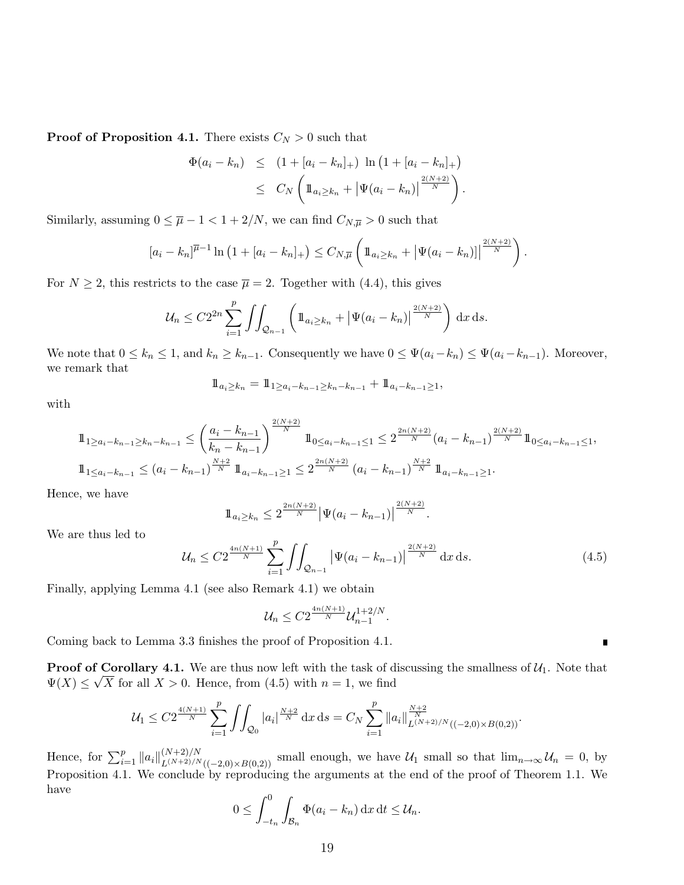**Proof of Proposition 4.1.** There exists $C_N > 0$ such that

$$\begin{aligned}
\Phi(a_i - k_n) &\leq (1 + [a_i - k_n]_+) \, \ln\left(1 + [a_i - k_n]_+\right) \\
&\leq C_N \left( 1\!\!1_{a_i \geq k_n} + \left|\Psi(a_i - k_n)\right|^{\frac{2(N+2)}{N}} \right).
\end{aligned}$$

Similarly, assuming $0 \leq \overline{\mu} - 1 < 1 + 2/N$, we can find $C_{N,\overline{\mu}} > 0$ such that

$$[a_i - k_n]^{\overline{\mu}-1} \ln\left(1 + [a_i - k_n]_+\right) \leq C_{N,\overline{\mu}} \left( 1\!\!1_{a_i \geq k_n} + \left|\Psi(a_i - k_n)\right|^{\frac{2(N+2)}{N}} \right).$$

For $N \geq 2$, this restricts to the case $\overline{\mu} = 2$. Together with (4.4), this gives

$$\mathcal{U}_n \leq C 2^{2n} \sum_{i=1}^{p} \iint_{\mathcal{Q}_{n-1}} \left( 1\!\!1_{a_i \geq k_n} + \left|\Psi(a_i - k_n)\right|^{\frac{2(N+2)}{N}} \right) \mathrm{d}x \, \mathrm{d}s.$$

We note that $0 \leq k_n \leq 1$, and $k_n \geq k_{n-1}$. Consequently we have $0 \leq \Psi(a_i - k_n) \leq \Psi(a_i - k_{n-1})$. Moreover, we remark that

$$1\!\!1_{a_i \geq k_n} = 1\!\!1_{1 \geq a_i - k_{n-1} \geq k_n - k_{n-1}} + 1\!\!1_{a_i - k_{n-1} \geq 1},$$

with

$$\begin{aligned}
&1\!\!1_{1 \geq a_i - k_{n-1} \geq k_n - k_{n-1}} \leq \left( \frac{a_i - k_{n-1}}{k_n - k_{n-1}} \right)^{\frac{2(N+2)}{N}} 1\!\!1_{0 \leq a_i - k_{n-1} \leq 1} \leq 2^{\frac{2n(N+2)}{N}} (a_i - k_{n-1})^{\frac{2(N+2)}{N}} 1\!\!1_{0 \leq a_i - k_{n-1} \leq 1}, \\
&1\!\!1_{1 \leq a_i - k_{n-1}} \leq (a_i - k_{n-1})^{\frac{N+2}{N}} 1\!\!1_{a_i - k_{n-1} \geq 1} \leq 2^{\frac{2n(N+2)}{N}} (a_i - k_{n-1})^{\frac{N+2}{N}} 1\!\!1_{a_i - k_{n-1} \geq 1}.
\end{aligned}$$

Hence, we have

$$1\!\!1_{a_i \geq k_n} \leq 2^{\frac{2n(N+2)}{N}} \left|\Psi(a_i - k_{n-1})\right|^{\frac{2(N+2)}{N}}.$$

We are thus led to

$$\mathcal{U}_n \leq C 2^{\frac{4n(N+1)}{N}} \sum_{i=1}^{p} \iint_{\mathcal{Q}_{n-1}} \left|\Psi(a_i - k_{n-1})\right|^{\frac{2(N+2)}{N}} \mathrm{d}x \, \mathrm{d}s. \tag{4.5}$$

Finally, applying Lemma 4.1 (see also Remark 4.1) we obtain

$$\mathcal{U}_n \leq C 2^{\frac{4n(N+1)}{N}} \mathcal{U}_{n-1}^{1+2/N}.$$

Coming back to Lemma 3.3 finishes the proof of Proposition 4.1. ∎

**Proof of Corollary 4.1.** We are thus now left with the task of discussing the smallness of $\mathcal{U}_1$. Note that $\Psi(X) \leq \sqrt{X}$ for all $X > 0$. Hence, from (4.5) with $n = 1$, we find

$$\mathcal{U}_1 \leq C 2^{\frac{4(N+1)}{N}} \sum_{i=1}^{p} \iint_{\mathcal{Q}_0} |a_i|^{\frac{N+2}{N}} \mathrm{d}x \, \mathrm{d}s = C_N \sum_{i=1}^{p} \|a_i\|^{\frac{N+2}{N}}_{L^{(N+2)/N}((-2,0) \times B(0,2))}.$$

Hence, for $\sum_{i=1}^{p} \|a_i\|^{(N+2)/N}_{L^{(N+2)/N}((-2,0)\times B(0,2))}$ small enough, we have $\mathcal{U}_1$ small so that $\lim_{n\to\infty} \mathcal{U}_n = 0$, by Proposition 4.1. We conclude by reproducing the arguments at the end of the proof of Theorem 1.1. We have

$$0 \leq \int_{-t_n}^{0} \int_{\mathcal{B}_n} \Phi(a_i - k_n) \, \mathrm{d}x \, \mathrm{d}t \leq \mathcal{U}_n.$$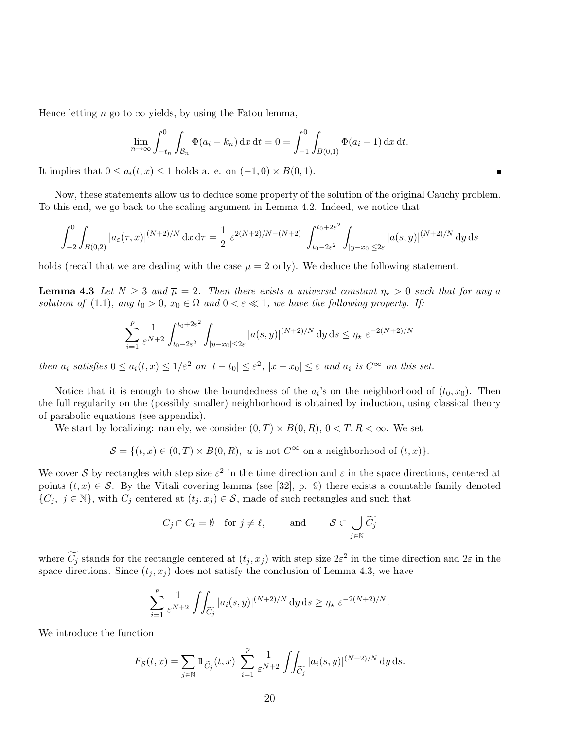Hence letting $n$ go to $\infty$ yields, by using the Fatou lemma,

$$\lim_{n\to\infty} \int_{-t_n}^{0} \int_{\mathcal{B}_n} \Phi(a_i - k_n)\, \mathrm{d}x\, \mathrm{d}t = 0 = \int_{-1}^{0} \int_{B(0,1)} \Phi(a_i - 1)\, \mathrm{d}x\, \mathrm{d}t.$$

It implies that $0 \leq a_i(t,x) \leq 1$ holds a. e. on $(-1,0) \times B(0,1)$. ∎

Now, these statements allow us to deduce some property of the solution of the original Cauchy problem. To this end, we go back to the scaling argument in Lemma 4.2. Indeed, we notice that

$$\int_{-2}^{0} \int_{B(0,2)} |a_\varepsilon(\tau,x)|^{(N+2)/N}\, \mathrm{d}x\, \mathrm{d}\tau = \frac{1}{2}\ \varepsilon^{2(N+2)/N-(N+2)} \int_{t_0-2\varepsilon^2}^{t_0+2\varepsilon^2} \int_{|y-x_0|\leq 2\varepsilon} |a(s,y)|^{(N+2)/N}\, \mathrm{d}y\, \mathrm{d}s$$

holds (recall that we are dealing with the case $\overline{\mu} = 2$ only). We deduce the following statement.

**Lemma 4.3** *Let $N \geq 3$ and $\overline{\mu} = 2$. Then there exists a universal constant $\eta_\star > 0$ such that for any $a$ solution of (1.1), any $t_0 > 0$, $x_0 \in \Omega$ and $0 < \varepsilon \ll 1$, we have the following property. If:*

$$\sum_{i=1}^{p} \frac{1}{\varepsilon^{N+2}} \int_{t_0-2\varepsilon^2}^{t_0+2\varepsilon^2} \int_{|y-x_0|\leq 2\varepsilon} |a(s,y)|^{(N+2)/N}\, \mathrm{d}y\, \mathrm{d}s \leq \eta_\star\ \varepsilon^{-2(N+2)/N}$$

*then $a_i$ satisfies $0 \leq a_i(t,x) \leq 1/\varepsilon^2$ on $|t - t_0| \leq \varepsilon^2$, $|x - x_0| \leq \varepsilon$ and $a_i$ is $C^\infty$ on this set.*

Notice that it is enough to show the boundedness of the $a_i$'s on the neighborhood of $(t_0, x_0)$. Then the full regularity on the (possibly smaller) neighborhood is obtained by induction, using classical theory of parabolic equations (see appendix).

We start by localizing: namely, we consider $(0,T) \times B(0,R)$, $0 < T, R < \infty$. We set

$$\mathcal{S} = \{(t,x) \in (0,T) \times B(0,R),\ u \text{ is not } C^\infty \text{ on a neighborhood of } (t,x)\}.$$

We cover $\mathcal{S}$ by rectangles with step size $\varepsilon^2$ in the time direction and $\varepsilon$ in the space directions, centered at points $(t,x) \in \mathcal{S}$. By the Vitali covering lemma (see [32], p. 9) there exists a countable family denoted $\{C_j,\ j \in \mathbb{N}\}$, with $C_j$ centered at $(t_j, x_j) \in \mathcal{S}$, made of such rectangles and such that

$$C_j \cap C_\ell = \emptyset \quad \text{for } j \neq \ell, \qquad \text{and} \qquad \mathcal{S} \subset \bigcup_{j\in\mathbb{N}} \widetilde{C_j}$$

where $\widetilde{C_j}$ stands for the rectangle centered at $(t_j, x_j)$ with step size $2\varepsilon^2$ in the time direction and $2\varepsilon$ in the space directions. Since $(t_j, x_j)$ does not satisfy the conclusion of Lemma 4.3, we have

$$\sum_{i=1}^{p} \frac{1}{\varepsilon^{N+2}} \iint_{\widetilde{C_j}} |a_i(s,y)|^{(N+2)/N}\, \mathrm{d}y\, \mathrm{d}s \geq \eta_\star\ \varepsilon^{-2(N+2)/N}.$$

We introduce the function

$$F_{\mathcal{S}}(t,x) = \sum_{j\in\mathbb{N}} \mathbb{1}_{\widetilde{C_j}}(t,x)\ \sum_{i=1}^{p} \frac{1}{\varepsilon^{N+2}} \iint_{\widetilde{C_j}} |a_i(s,y)|^{(N+2)/N}\, \mathrm{d}y\, \mathrm{d}s.$$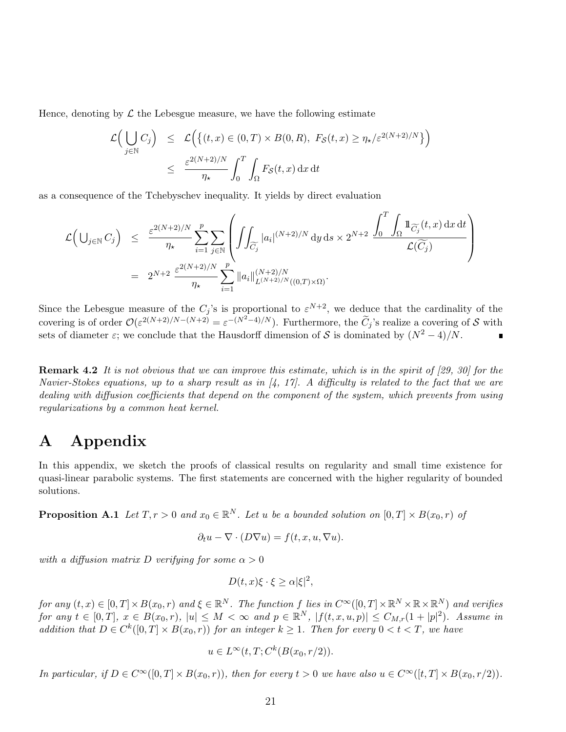Hence, denoting by $\mathcal{L}$ the Lebesgue measure, we have the following estimate

$$
\begin{aligned}
\mathcal{L}\Big(\bigcup_{j\in\mathbb{N}} C_j\Big) &\leq \mathcal{L}\Big(\big\{(t,x)\in(0,T)\times B(0,R),\ F_{\mathcal{S}}(t,x)\geq \eta_\star/\varepsilon^{2(N+2)/N}\big\}\Big)\\
&\leq \frac{\varepsilon^{2(N+2)/N}}{\eta_\star}\int_0^T\int_\Omega F_{\mathcal{S}}(t,x)\,\mathrm{d}x\,\mathrm{d}t
\end{aligned}
$$

as a consequence of the Tchebyschev inequality. It yields by direct evaluation

$$
\begin{aligned}
\mathcal{L}\Big(\bigcup_{j\in\mathbb{N}} C_j\Big) &\leq \frac{\varepsilon^{2(N+2)/N}}{\eta_\star}\sum_{i=1}^{p}\sum_{j\in\mathbb{N}}\left(\iint_{\widetilde{C}_j}|a_i|^{(N+2)/N}\,\mathrm{d}y\,\mathrm{d}s\times 2^{N+2}\ \frac{\displaystyle\int_0^T\int_\Omega \mathbb{1}_{\widetilde{C}_j}(t,x)\,\mathrm{d}x\,\mathrm{d}t}{\mathcal{L}(\widetilde{C}_j)}\right)\\
&= 2^{N+2}\ \frac{\varepsilon^{2(N+2)/N}}{\eta_\star}\sum_{i=1}^{p}\|a_i\|^{(N+2)/N}_{L^{(N+2)/N}((0,T)\times\Omega)}.
\end{aligned}
$$

Since the Lebesgue measure of the $C_j$'s is proportional to $\varepsilon^{N+2}$, we deduce that the cardinality of the covering is of order $\mathcal{O}(\varepsilon^{2(N+2)/N-(N+2)}=\varepsilon^{-(N^2-4)/N})$. Furthermore, the $\widetilde{C}_j$'s realize a covering of $\mathcal{S}$ with sets of diameter $\varepsilon$; we conclude that the Hausdorff dimension of $\mathcal{S}$ is dominated by $(N^2-4)/N$. ∎

**Remark 4.2** *It is not obvious that we can improve this estimate, which is in the spirit of [29, 30] for the Navier-Stokes equations, up to a sharp result as in [4, 17]. A difficulty is related to the fact that we are dealing with diffusion coefficients that depend on the component of the system, which prevents from using regularizations by a common heat kernel.*

# A Appendix

In this appendix, we sketch the proofs of classical results on regularity and small time existence for quasi-linear parabolic systems. The first statements are concerned with the higher regularity of bounded solutions.

**Proposition A.1** *Let $T,r>0$ and $x_0\in\mathbb{R}^N$. Let $u$ be a bounded solution on $[0,T]\times B(x_0,r)$ of*

$$\partial_t u-\nabla\cdot(D\nabla u)=f(t,x,u,\nabla u).$$

*with a diffusion matrix $D$ verifying for some $\alpha>0$*

$$D(t,x)\xi\cdot\xi\geq\alpha|\xi|^2,$$

*for any $(t,x)\in[0,T]\times B(x_0,r)$ and $\xi\in\mathbb{R}^N$. The function $f$ lies in $C^\infty([0,T]\times\mathbb{R}^N\times\mathbb{R}\times\mathbb{R}^N)$ and verifies for any $t\in[0,T]$, $x\in B(x_0,r)$, $|u|\leq M<\infty$ and $p\in\mathbb{R}^N$, $|f(t,x,u,p)|\leq C_{M,r}(1+|p|^2)$. Assume in addition that $D\in C^k([0,T]\times B(x_0,r))$ for an integer $k\geq 1$. Then for every $0<t<T$, we have*

$$u\in L^\infty(t,T;C^k(B(x_0,r/2)).$$

*In particular, if $D\in C^\infty([0,T]\times B(x_0,r))$, then for every $t>0$ we have also $u\in C^\infty([t,T]\times B(x_0,r/2))$.*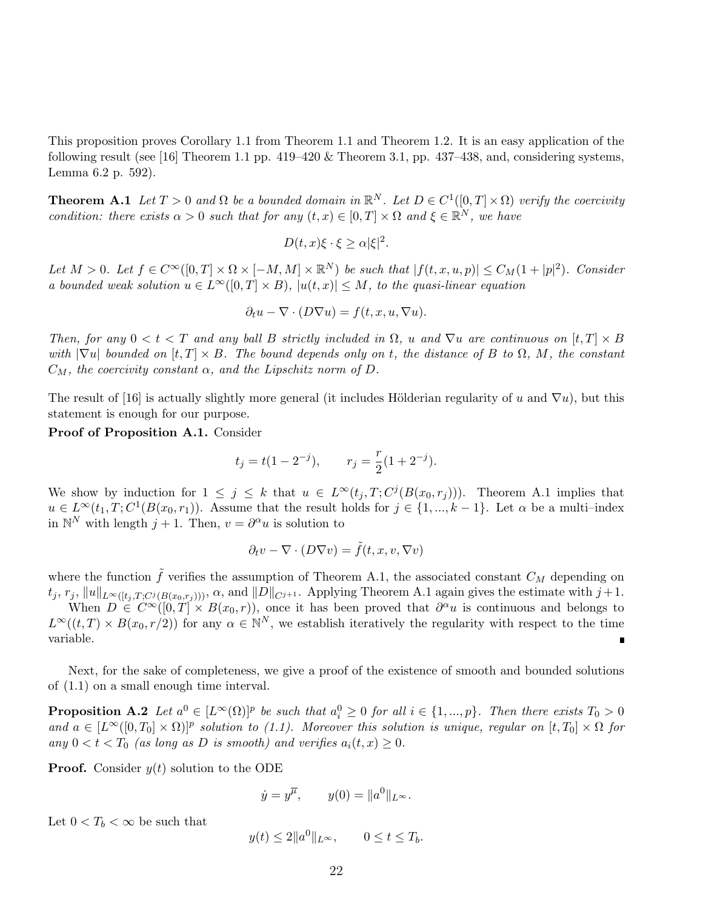This proposition proves Corollary 1.1 from Theorem 1.1 and Theorem 1.2. It is an easy application of the following result (see [16] Theorem 1.1 pp. 419–420 & Theorem 3.1, pp. 437–438, and, considering systems, Lemma 6.2 p. 592).

**Theorem A.1** *Let $T > 0$ and $\Omega$ be a bounded domain in $\mathbb{R}^N$. Let $D \in C^1([0,T] \times \Omega)$ verify the coercivity condition: there exists $\alpha > 0$ such that for any $(t,x) \in [0,T] \times \Omega$ and $\xi \in \mathbb{R}^N$, we have*

$$D(t,x)\xi \cdot \xi \geq \alpha |\xi|^2.$$

*Let $M > 0$. Let $f \in C^\infty([0,T] \times \Omega \times [-M,M] \times \mathbb{R}^N)$ be such that $|f(t,x,u,p)| \leq C_M(1 + |p|^2)$. Consider a bounded weak solution $u \in L^\infty([0,T] \times B)$, $|u(t,x)| \leq M$, to the quasi-linear equation*

$$\partial_t u - \nabla \cdot (D \nabla u) = f(t,x,u,\nabla u).$$

*Then, for any $0 < t < T$ and any ball $B$ strictly included in $\Omega$, $u$ and $\nabla u$ are continuous on $[t,T] \times B$ with $|\nabla u|$ bounded on $[t,T] \times B$. The bound depends only on $t$, the distance of $B$ to $\Omega$, $M$, the constant $C_M$, the coercivity constant $\alpha$, and the Lipschitz norm of $D$.*

The result of [16] is actually slightly more general (it includes Hölderian regularity of $u$ and $\nabla u$), but this statement is enough for our purpose.

**Proof of Proposition A.1.** Consider

$$t_j = t(1 - 2^{-j}), \qquad r_j = \frac{r}{2}(1 + 2^{-j}).$$

We show by induction for $1 \leq j \leq k$ that $u \in L^\infty(t_j, T; C^j(B(x_0, r_j)))$. Theorem A.1 implies that $u \in L^\infty(t_1, T; C^1(B(x_0, r_1))$. Assume that the result holds for $j \in \{1, ..., k-1\}$. Let $\alpha$ be a multi–index in $\mathbb{N}^N$ with length $j+1$. Then, $v = \partial^\alpha u$ is solution to

$$\partial_t v - \nabla \cdot (D \nabla v) = \tilde{f}(t,x,v,\nabla v)$$

where the function $\tilde{f}$ verifies the assumption of Theorem A.1, the associated constant $C_M$ depending on $t_j$, $r_j$, $\|u\|_{L^\infty([t_j,T;C^j(B(x_0,r_j)))}$, $\alpha$, and $\|D\|_{C^{j+1}}$. Applying Theorem A.1 again gives the estimate with $j+1$.

When $D \in C^\infty([0,T] \times B(x_0,r))$, once it has been proved that $\partial^\alpha u$ is continuous and belongs to $L^\infty((t,T) \times B(x_0, r/2))$ for any $\alpha \in \mathbb{N}^N$, we establish iteratively the regularity with respect to the time variable. ∎

Next, for the sake of completeness, we give a proof of the existence of smooth and bounded solutions of (1.1) on a small enough time interval.

**Proposition A.2** *Let $a^0 \in [L^\infty(\Omega)]^p$ be such that $a_i^0 \geq 0$ for all $i \in \{1, ..., p\}$. Then there exists $T_0 > 0$ and $a \in [L^\infty([0,T_0] \times \Omega)]^p$ solution to (1.1). Moreover this solution is unique, regular on $[t,T_0] \times \Omega$ for any $0 < t < T_0$ (as long as $D$ is smooth) and verifies $a_i(t,x) \geq 0$.*

**Proof.** Consider $y(t)$ solution to the ODE

$$\dot{y} = y^{\overline{\mu}}, \qquad y(0) = \|a^0\|_{L^\infty}.$$

Let $0 < T_b < \infty$ be such that

$$y(t) \leq 2\|a^0\|_{L^\infty}, \qquad 0 \leq t \leq T_b.$$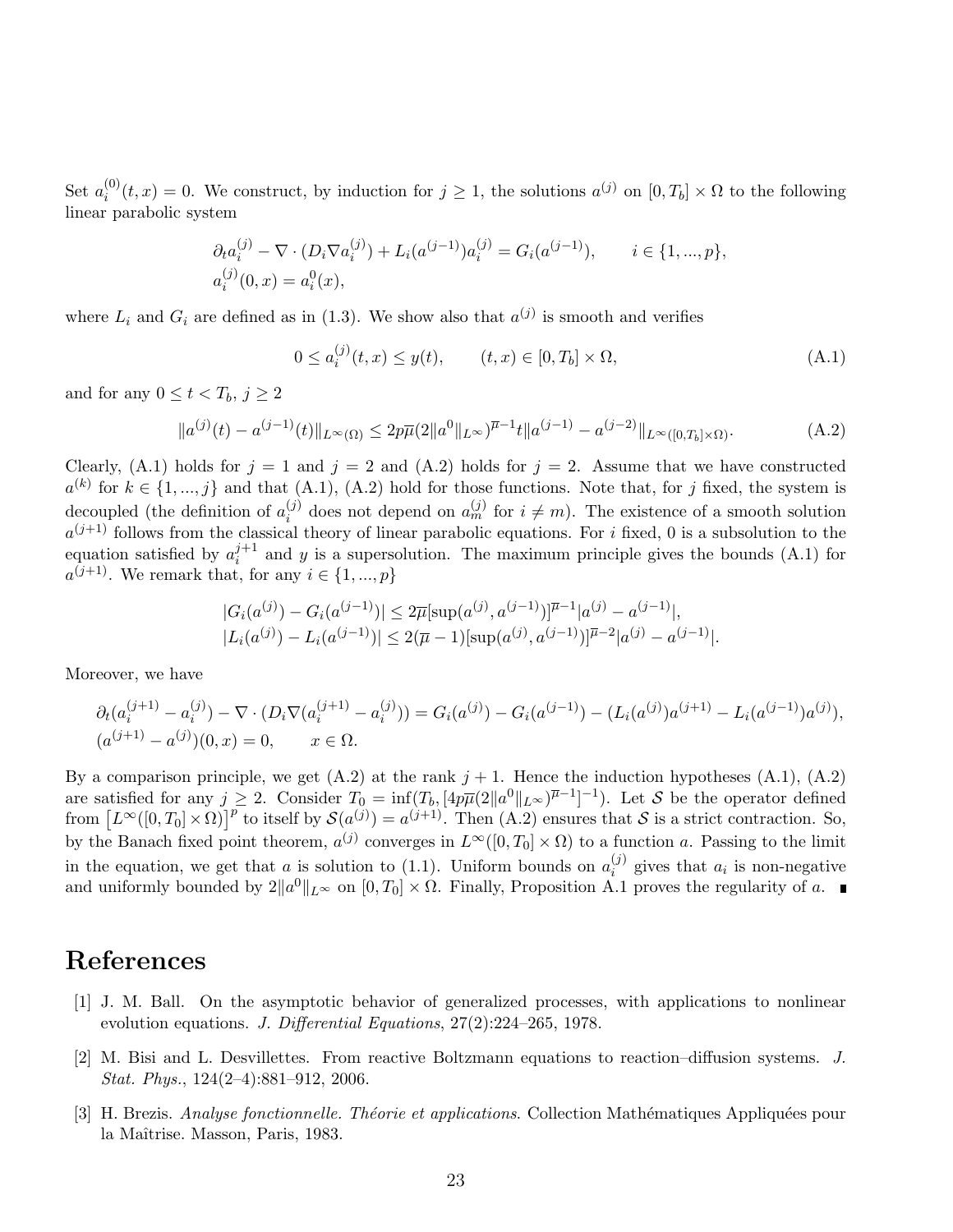Set $a_i^{(0)}(t,x) = 0$. We construct, by induction for $j \geq 1$, the solutions $a^{(j)}$ on $[0, T_b] \times \Omega$ to the following linear parabolic system

$$
\begin{aligned}
&\partial_t a_i^{(j)} - \nabla \cdot (D_i \nabla a_i^{(j)}) + L_i(a^{(j-1)}) a_i^{(j)} = G_i(a^{(j-1)}), \qquad i \in \{1, ..., p\}, \\
&a_i^{(j)}(0,x) = a_i^0(x),
\end{aligned}
$$

where $L_i$ and $G_i$ are defined as in (1.3). We show also that $a^{(j)}$ is smooth and verifies

$$
0 \leq a_i^{(j)}(t,x) \leq y(t), \qquad (t,x) \in [0, T_b] \times \Omega, \tag{A.1}
$$

and for any $0 \leq t < T_b$, $j \geq 2$

$$
\|a^{(j)}(t) - a^{(j-1)}(t)\|_{L^\infty(\Omega)} \leq 2p\overline{\mu}(2\|a^0\|_{L^\infty})^{\overline{\mu}-1} t \|a^{(j-1)} - a^{(j-2)}\|_{L^\infty([0,T_b]\times\Omega)}. \tag{A.2}
$$

Clearly, (A.1) holds for $j = 1$ and $j = 2$ and (A.2) holds for $j = 2$. Assume that we have constructed $a^{(k)}$ for $k \in \{1, ..., j\}$ and that (A.1), (A.2) hold for those functions. Note that, for $j$ fixed, the system is decoupled (the definition of $a_i^{(j)}$ does not depend on $a_m^{(j)}$ for $i \neq m$). The existence of a smooth solution $a^{(j+1)}$ follows from the classical theory of linear parabolic equations. For $i$ fixed, 0 is a subsolution to the equation satisfied by $a_i^{j+1}$ and $y$ is a supersolution. The maximum principle gives the bounds (A.1) for $a^{(j+1)}$. We remark that, for any $i \in \{1, ..., p\}$

$$
\begin{aligned}
&|G_i(a^{(j)}) - G_i(a^{(j-1)})| \leq 2\overline{\mu}[\sup(a^{(j)}, a^{(j-1)})]^{\overline{\mu}-1} |a^{(j)} - a^{(j-1)}|, \\
&|L_i(a^{(j)}) - L_i(a^{(j-1)})| \leq 2(\overline{\mu} - 1)[\sup(a^{(j)}, a^{(j-1)})]^{\overline{\mu}-2} |a^{(j)} - a^{(j-1)}|.
\end{aligned}
$$

Moreover, we have

$$
\begin{aligned}
&\partial_t(a_i^{(j+1)} - a_i^{(j)}) - \nabla \cdot (D_i \nabla (a_i^{(j+1)} - a_i^{(j)})) = G_i(a^{(j)}) - G_i(a^{(j-1)}) - (L_i(a^{(j)}) a^{(j+1)} - L_i(a^{(j-1)}) a^{(j)}), \\
&(a^{(j+1)} - a^{(j)})(0,x) = 0, \qquad x \in \Omega.
\end{aligned}
$$

By a comparison principle, we get (A.2) at the rank $j+1$. Hence the induction hypotheses (A.1), (A.2) are satisfied for any $j \geq 2$. Consider $T_0 = \inf(T_b, [4p\overline{\mu}(2\|a^0\|_{L^\infty})^{\overline{\mu}-1}]^{-1})$. Let $\mathcal{S}$ be the operator defined from $\left[L^\infty([0,T_0] \times \Omega)\right]^p$ to itself by $\mathcal{S}(a^{(j)}) = a^{(j+1)}$. Then (A.2) ensures that $\mathcal{S}$ is a strict contraction. So, by the Banach fixed point theorem, $a^{(j)}$ converges in $L^\infty([0,T_0] \times \Omega)$ to a function $a$. Passing to the limit in the equation, we get that $a$ is solution to (1.1). Uniform bounds on $a_i^{(j)}$ gives that $a_i$ is non-negative and uniformly bounded by $2\|a^0\|_{L^\infty}$ on $[0,T_0] \times \Omega$. Finally, Proposition A.1 proves the regularity of $a$. ∎

# References

[1] J. M. Ball. On the asymptotic behavior of generalized processes, with applications to nonlinear evolution equations. *J. Differential Equations*, 27(2):224–265, 1978.

[2] M. Bisi and L. Desvillettes. From reactive Boltzmann equations to reaction–diffusion systems. *J. Stat. Phys.*, 124(2–4):881–912, 2006.

[3] H. Brezis. *Analyse fonctionnelle. Théorie et applications*. Collection Mathématiques Appliquées pour la Maîtrise. Masson, Paris, 1983.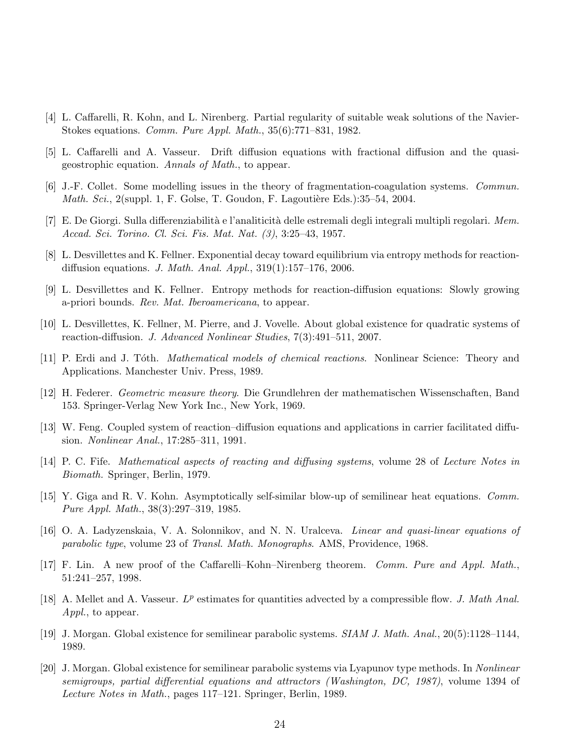[4] L. Caffarelli, R. Kohn, and L. Nirenberg. Partial regularity of suitable weak solutions of the Navier-Stokes equations. *Comm. Pure Appl. Math.*, 35(6):771–831, 1982.

[5] L. Caffarelli and A. Vasseur. Drift diffusion equations with fractional diffusion and the quasi-geostrophic equation. *Annals of Math.*, to appear.

[6] J.-F. Collet. Some modelling issues in the theory of fragmentation-coagulation systems. *Commun. Math. Sci.*, 2(suppl. 1, F. Golse, T. Goudon, F. Lagoutière Eds.):35–54, 2004.

[7] E. De Giorgi. Sulla differenziabilità e l'analiticità delle estremali degli integrali multipli regolari. *Mem. Accad. Sci. Torino. Cl. Sci. Fis. Mat. Nat. (3)*, 3:25–43, 1957.

[8] L. Desvillettes and K. Fellner. Exponential decay toward equilibrium via entropy methods for reaction-diffusion equations. *J. Math. Anal. Appl.*, 319(1):157–176, 2006.

[9] L. Desvillettes and K. Fellner. Entropy methods for reaction-diffusion equations: Slowly growing a-priori bounds. *Rev. Mat. Iberoamericana*, to appear.

[10] L. Desvillettes, K. Fellner, M. Pierre, and J. Vovelle. About global existence for quadratic systems of reaction-diffusion. *J. Advanced Nonlinear Studies*, 7(3):491–511, 2007.

[11] P. Erdi and J. Tóth. *Mathematical models of chemical reactions*. Nonlinear Science: Theory and Applications. Manchester Univ. Press, 1989.

[12] H. Federer. *Geometric measure theory*. Die Grundlehren der mathematischen Wissenschaften, Band 153. Springer-Verlag New York Inc., New York, 1969.

[13] W. Feng. Coupled system of reaction–diffusion equations and applications in carrier facilitated diffusion. *Nonlinear Anal.*, 17:285–311, 1991.

[14] P. C. Fife. *Mathematical aspects of reacting and diffusing systems*, volume 28 of *Lecture Notes in Biomath.* Springer, Berlin, 1979.

[15] Y. Giga and R. V. Kohn. Asymptotically self-similar blow-up of semilinear heat equations. *Comm. Pure Appl. Math.*, 38(3):297–319, 1985.

[16] O. A. Ladyzenskaia, V. A. Solonnikov, and N. N. Uralceva. *Linear and quasi-linear equations of parabolic type*, volume 23 of *Transl. Math. Monographs*. AMS, Providence, 1968.

[17] F. Lin. A new proof of the Caffarelli–Kohn–Nirenberg theorem. *Comm. Pure and Appl. Math.*, 51:241–257, 1998.

[18] A. Mellet and A. Vasseur. $L^p$ estimates for quantities advected by a compressible flow. *J. Math Anal. Appl.*, to appear.

[19] J. Morgan. Global existence for semilinear parabolic systems. *SIAM J. Math. Anal.*, 20(5):1128–1144, 1989.

[20] J. Morgan. Global existence for semilinear parabolic systems via Lyapunov type methods. In *Nonlinear semigroups, partial differential equations and attractors (Washington, DC, 1987)*, volume 1394 of *Lecture Notes in Math.*, pages 117–121. Springer, Berlin, 1989.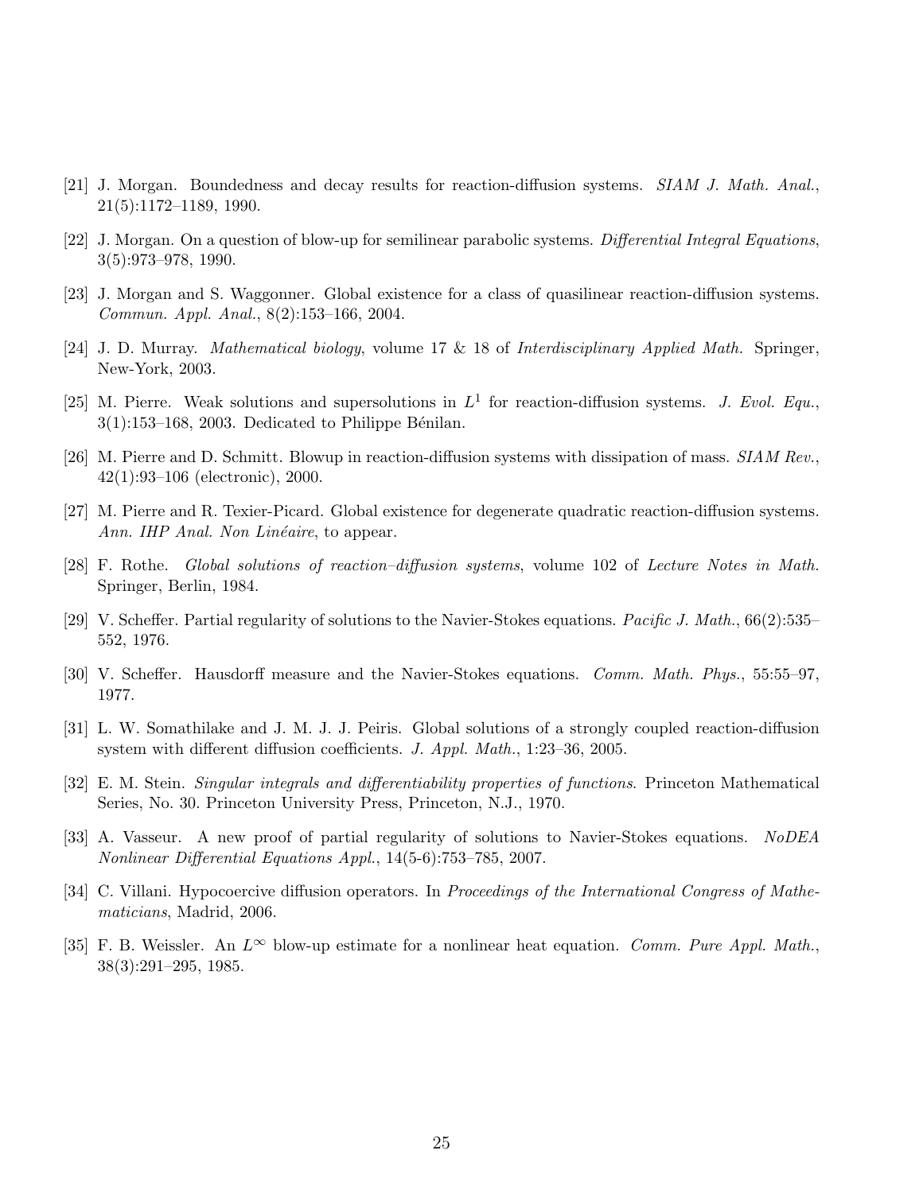[21] J. Morgan. Boundedness and decay results for reaction-diffusion systems. *SIAM J. Math. Anal.*, 21(5):1172–1189, 1990.

[22] J. Morgan. On a question of blow-up for semilinear parabolic systems. *Differential Integral Equations*, 3(5):973–978, 1990.

[23] J. Morgan and S. Waggonner. Global existence for a class of quasilinear reaction-diffusion systems. *Commun. Appl. Anal.*, 8(2):153–166, 2004.

[24] J. D. Murray. *Mathematical biology*, volume 17 & 18 of *Interdisciplinary Applied Math.* Springer, New-York, 2003.

[25] M. Pierre. Weak solutions and supersolutions in $L^1$ for reaction-diffusion systems. *J. Evol. Equ.*, 3(1):153–168, 2003. Dedicated to Philippe Bénilan.

[26] M. Pierre and D. Schmitt. Blowup in reaction-diffusion systems with dissipation of mass. *SIAM Rev.*, 42(1):93–106 (electronic), 2000.

[27] M. Pierre and R. Texier-Picard. Global existence for degenerate quadratic reaction-diffusion systems. *Ann. IHP Anal. Non Linéaire*, to appear.

[28] F. Rothe. *Global solutions of reaction–diffusion systems*, volume 102 of *Lecture Notes in Math.* Springer, Berlin, 1984.

[29] V. Scheffer. Partial regularity of solutions to the Navier-Stokes equations. *Pacific J. Math.*, 66(2):535–552, 1976.

[30] V. Scheffer. Hausdorff measure and the Navier-Stokes equations. *Comm. Math. Phys.*, 55:55–97, 1977.

[31] L. W. Somathilake and J. M. J. J. Peiris. Global solutions of a strongly coupled reaction-diffusion system with different diffusion coefficients. *J. Appl. Math.*, 1:23–36, 2005.

[32] E. M. Stein. *Singular integrals and differentiability properties of functions*. Princeton Mathematical Series, No. 30. Princeton University Press, Princeton, N.J., 1970.

[33] A. Vasseur. A new proof of partial regularity of solutions to Navier-Stokes equations. *NoDEA Nonlinear Differential Equations Appl.*, 14(5-6):753–785, 2007.

[34] C. Villani. Hypocoercive diffusion operators. In *Proceedings of the International Congress of Mathematicians*, Madrid, 2006.

[35] F. B. Weissler. An $L^\infty$ blow-up estimate for a nonlinear heat equation. *Comm. Pure Appl. Math.*, 38(3):291–295, 1985.